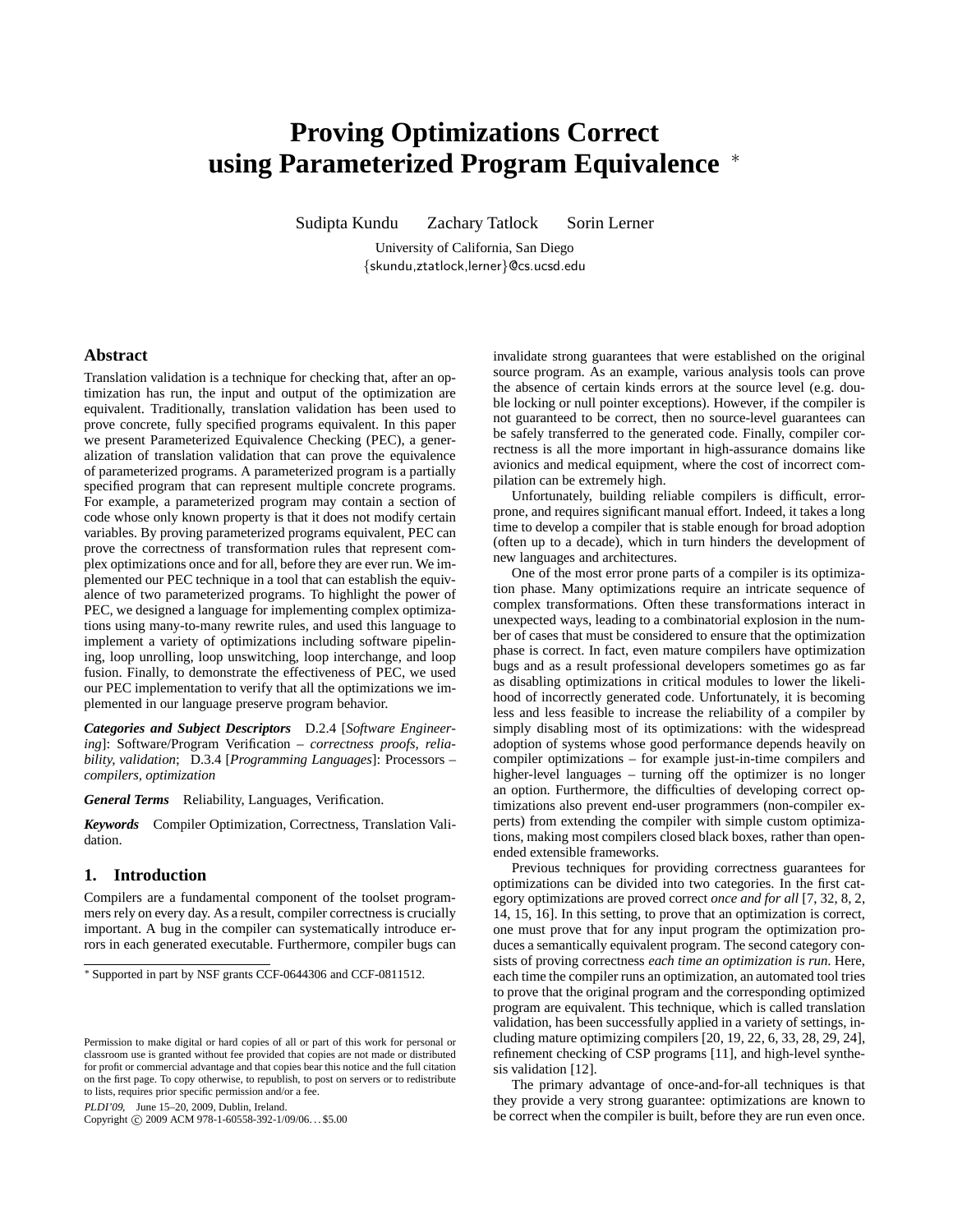# Proving Optimizations Correct using Parameterized Program Equivalence *

Sudipta Kundu Zachary Tatlock Sorin Lerner

University of California, San Diego
{skundu,ztatlock,lerner}@cs.ucsd.edu

## Abstract

Translation validation is a technique for checking that, after an optimization has run, the input and output of the optimization are equivalent. Traditionally, translation validation has been used to prove concrete, fully specified programs equivalent. In this paper we present Parameterized Equivalence Checking (PEC), a generalization of translation validation that can prove the equivalence of parameterized programs. A parameterized program is a partially specified program that can represent multiple concrete programs. For example, a parameterized program may contain a section of code whose only known property is that it does not modify certain variables. By proving parameterized programs equivalent, PEC can prove the correctness of transformation rules that represent complex optimizations once and for all, before they are ever run. We implemented our PEC technique in a tool that can establish the equivalence of two parameterized programs. To highlight the power of PEC, we designed a language for implementing complex optimizations using many-to-many rewrite rules, and used this language to implement a variety of optimizations including software pipelining, loop unrolling, loop unswitching, loop interchange, and loop fusion. Finally, to demonstrate the effectiveness of PEC, we used our PEC implementation to verify that all the optimizations we implemented in our language preserve program behavior.

***Categories and Subject Descriptors*** D.2.4 [*Software Engineering*]: Software/Program Verification – *correctness proofs, reliability, validation*; D.3.4 [*Programming Languages*]: Processors – *compilers, optimization*

***General Terms*** Reliability, Languages, Verification.

***Keywords*** Compiler Optimization, Correctness, Translation Validation.

## 1. Introduction

Compilers are a fundamental component of the toolset programmers rely on every day. As a result, compiler correctness is crucially important. A bug in the compiler can systematically introduce errors in each generated executable. Furthermore, compiler bugs can invalidate strong guarantees that were established on the original source program. As an example, various analysis tools can prove the absence of certain kinds errors at the source level (e.g. double locking or null pointer exceptions). However, if the compiler is not guaranteed to be correct, then no source-level guarantees can be safely transferred to the generated code. Finally, compiler correctness is all the more important in high-assurance domains like avionics and medical equipment, where the cost of incorrect compilation can be extremely high.

Unfortunately, building reliable compilers is difficult, error-prone, and requires significant manual effort. Indeed, it takes a long time to develop a compiler that is stable enough for broad adoption (often up to a decade), which in turn hinders the development of new languages and architectures.

One of the most error prone parts of a compiler is its optimization phase. Many optimizations require an intricate sequence of complex transformations. Often these transformations interact in unexpected ways, leading to a combinatorial explosion in the number of cases that must be considered to ensure that the optimization phase is correct. In fact, even mature compilers have optimization bugs and as a result professional developers sometimes go as far as disabling optimizations in critical modules to lower the likelihood of incorrectly generated code. Unfortunately, it is becoming less and less feasible to increase the reliability of a compiler by simply disabling most of its optimizations: with the widespread adoption of systems whose good performance depends heavily on compiler optimizations – for example just-in-time compilers and higher-level languages – turning off the optimizer is no longer an option. Furthermore, the difficulties of developing correct optimizations also prevent end-user programmers (non-compiler experts) from extending the compiler with simple custom optimizations, making most compilers closed black boxes, rather than open-ended extensible frameworks.

Previous techniques for providing correctness guarantees for optimizations can be divided into two categories. In the first category optimizations are proved correct *once and for all* [7, 32, 8, 2, 14, 15, 16]. In this setting, to prove that an optimization is correct, one must prove that for any input program the optimization produces a semantically equivalent program. The second category consists of proving correctness *each time an optimization is run*. Here, each time the compiler runs an optimization, an automated tool tries to prove that the original program and the corresponding optimized program are equivalent. This technique, which is called translation validation, has been successfully applied in a variety of settings, including mature optimizing compilers [20, 19, 22, 6, 33, 28, 29, 24], refinement checking of CSP programs [11], and high-level synthesis validation [12].

The primary advantage of once-and-for-all techniques is that they provide a very strong guarantee: optimizations are known to be correct when the compiler is built, before they are run even once.

* Supported in part by NSF grants CCF-0644306 and CCF-0811512.

Permission to make digital or hard copies of all or part of this work for personal or classroom use is granted without fee provided that copies are not made or distributed for profit or commercial advantage and that copies bear this notice and the full citation on the first page. To copy otherwise, to republish, to post on servers or to redistribute to lists, requires prior specific permission and/or a fee.

*PLDI'09,* June 15–20, 2009, Dublin, Ireland.
Copyright © 2009 ACM 978-1-60558-392-1/09/06...$5.00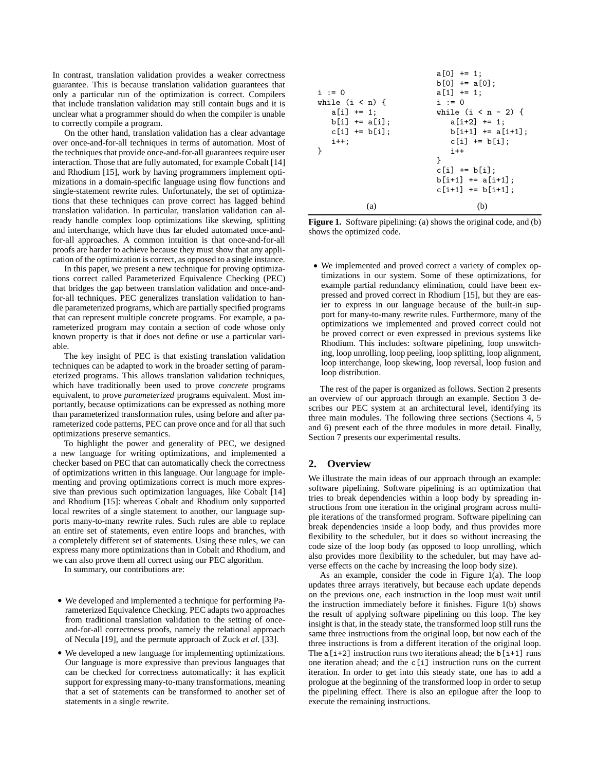In contrast, translation validation provides a weaker correctness guarantee. This is because translation validation guarantees that only a particular run of the optimization is correct. Compilers that include translation validation may still contain bugs and it is unclear what a programmer should do when the compiler is unable to correctly compile a program.

On the other hand, translation validation has a clear advantage over once-and-for-all techniques in terms of automation. Most of the techniques that provide once-and-for-all guarantees require user interaction. Those that are fully automated, for example Cobalt [14] and Rhodium [15], work by having programmers implement optimizations in a domain-specific language using flow functions and single-statement rewrite rules. Unfortunately, the set of optimizations that these techniques can prove correct has lagged behind translation validation. In particular, translation validation can already handle complex loop optimizations like skewing, splitting and interchange, which have thus far eluded automated once-and-for-all approaches. A common intuition is that once-and-for-all proofs are harder to achieve because they must show that any application of the optimization is correct, as opposed to a single instance.

In this paper, we present a new technique for proving optimizations correct called Parameterized Equivalence Checking (PEC) that bridges the gap between translation validation and once-and-for-all techniques. PEC generalizes translation validation to handle parameterized programs, which are partially specified programs that can represent multiple concrete programs. For example, a parameterized program may contain a section of code whose only known property is that it does not define or use a particular variable.

The key insight of PEC is that existing translation validation techniques can be adapted to work in the broader setting of parameterized programs. This allows translation validation techniques, which have traditionally been used to prove *concrete* programs equivalent, to prove *parameterized* programs equivalent. Most importantly, because optimizations can be expressed as nothing more than parameterized transformation rules, using before and after parameterized code patterns, PEC can prove once and for all that such optimizations preserve semantics.

To highlight the power and generality of PEC, we designed a new language for writing optimizations, and implemented a checker based on PEC that can automatically check the correctness of optimizations written in this language. Our language for implementing and proving optimizations correct is much more expressive than previous such optimization languages, like Cobalt [14] and Rhodium [15]: whereas Cobalt and Rhodium only supported local rewrites of a single statement to another, our language supports many-to-many rewrite rules. Such rules are able to replace an entire set of statements, even entire loops and branches, with a completely different set of statements. Using these rules, we can express many more optimizations than in Cobalt and Rhodium, and we can also prove them all correct using our PEC algorithm.

In summary, our contributions are:

- We developed and implemented a technique for performing Parameterized Equivalence Checking. PEC adapts two approaches from traditional translation validation to the setting of once-and-for-all correctness proofs, namely the relational approach of Necula [19], and the permute approach of Zuck *et al.* [33].
- We developed a new language for implementing optimizations. Our language is more expressive than previous languages that can be checked for correctness automatically: it has explicit support for expressing many-to-many transformations, meaning that a set of statements can be transformed to another set of statements in a single rewrite.

(a)
```
i := 0
while (i < n) {
   a[i] += 1;
   b[i] += a[i];
   c[i] += b[i];
   i++;
}
```

(b)
```
a[0] += 1;
b[0] += a[0];
a[1] += 1;
i := 0
while (i < n - 2) {
   a[i+2] += 1;
   b[i+1] += a[i+1];
   c[i] += b[i];
   i++
}
c[i] += b[i];
b[i+1] += a[i+1];
c[i+1] += b[i+1];
```

**Figure 1.** Software pipelining: (a) shows the original code, and (b) shows the optimized code.

- We implemented and proved correct a variety of complex optimizations in our system. Some of these optimizations, for example partial redundancy elimination, could have been expressed and proved correct in Rhodium [15], but they are easier to express in our language because of the built-in support for many-to-many rewrite rules. Furthermore, many of the optimizations we implemented and proved correct could not be proved correct or even expressed in previous systems like Rhodium. This includes: software pipelining, loop unswitching, loop unrolling, loop peeling, loop splitting, loop alignment, loop interchange, loop skewing, loop reversal, loop fusion and loop distribution.

The rest of the paper is organized as follows. Section 2 presents an overview of our approach through an example. Section 3 describes our PEC system at an architectural level, identifying its three main modules. The following three sections (Sections 4, 5 and 6) present each of the three modules in more detail. Finally, Section 7 presents our experimental results.

## 2. Overview

We illustrate the main ideas of our approach through an example: software pipelining. Software pipelining is an optimization that tries to break dependencies within a loop body by spreading instructions from one iteration in the original program across multiple iterations of the transformed program. Software pipelining can break dependencies inside a loop body, and thus provides more flexibility to the scheduler, but it does so without increasing the code size of the loop body (as opposed to loop unrolling, which also provides more flexibility to the scheduler, but may have adverse effects on the cache by increasing the loop body size).

As an example, consider the code in Figure 1(a). The loop updates three arrays iteratively, but because each update depends on the previous one, each instruction in the loop must wait until the instruction immediately before it finishes. Figure 1(b) shows the result of applying software pipelining on this loop. The key insight is that, in the steady state, the transformed loop still runs the same three instructions from the original loop, but now each of the three instructions is from a different iteration of the original loop. The `a[i+2]` instruction runs two iterations ahead; the `b[i+1]` runs one iteration ahead; and the `c[i]` instruction runs on the current iteration. In order to get into this steady state, one has to add a prologue at the beginning of the transformed loop in order to setup the pipelining effect. There is also an epilogue after the loop to execute the remaining instructions.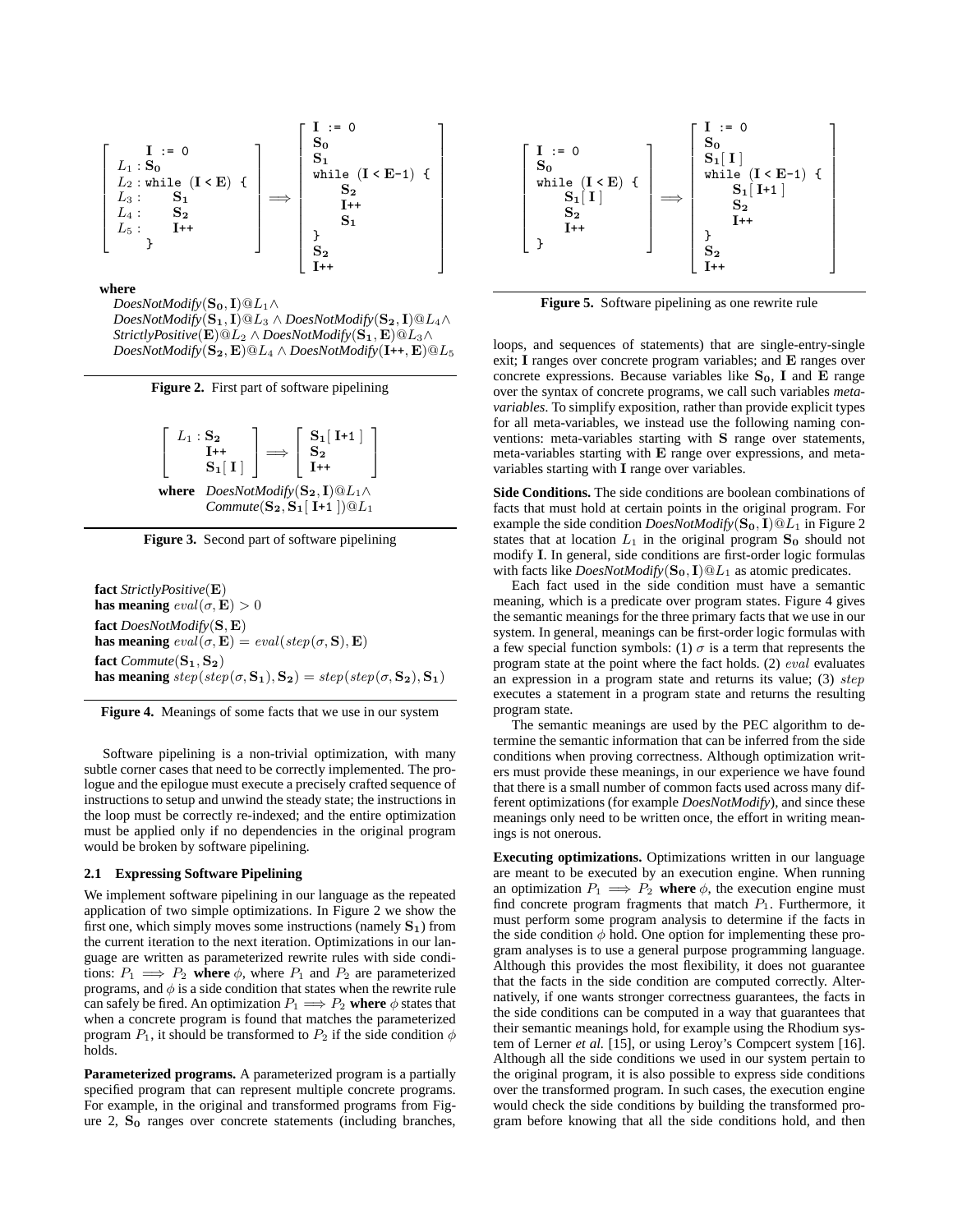$$
\left[\begin{array}{l}
\quad \mathbf{I} \texttt{ := 0} \\
L_1 : \mathbf{S_0} \\
L_2 : \texttt{while (}\mathbf{I} \texttt{ < } \mathbf{E}\texttt{) \{} \\
L_3 : \quad \mathbf{S_1} \\
L_4 : \quad \mathbf{S_2} \\
L_5 : \quad \mathbf{I}\texttt{++} \\
\quad \texttt{\}}
\end{array}\right]
\Longrightarrow
\left[\begin{array}{l}
\mathbf{I} \texttt{ := 0} \\
\mathbf{S_0} \\
\mathbf{S_1} \\
\texttt{while (}\mathbf{I} \texttt{ < } \mathbf{E}\texttt{-1) \{} \\
\quad \mathbf{S_2} \\
\quad \mathbf{I}\texttt{++} \\
\quad \mathbf{S_1} \\
\texttt{\}} \\
\mathbf{S_2} \\
\mathbf{I}\texttt{++}
\end{array}\right]
$$

**where**
*DoesNotModify*$(\mathbf{S_0}, \mathbf{I})@L_1 \wedge$
*DoesNotModify*$(\mathbf{S_1}, \mathbf{I})@L_3 \wedge$ *DoesNotModify*$(\mathbf{S_2}, \mathbf{I})@L_4 \wedge$
*StrictlyPositive*$(\mathbf{E})@L_2 \wedge$ *DoesNotModify*$(\mathbf{S_1}, \mathbf{E})@L_3 \wedge$
*DoesNotModify*$(\mathbf{S_2}, \mathbf{E})@L_4 \wedge$ *DoesNotModify*$(\mathbf{I}\texttt{++}, \mathbf{E})@L_5$

**Figure 2.** First part of software pipelining

$$
\left[\begin{array}{l}
L_1 : \mathbf{S_2} \\
\quad\;\; \mathbf{I}\texttt{++} \\
\quad\;\; \mathbf{S_1}[\,\mathbf{I}\,]
\end{array}\right]
\Longrightarrow
\left[\begin{array}{l}
\mathbf{S_1}[\,\mathbf{I}\texttt{+1}\,] \\
\mathbf{S_2} \\
\mathbf{I}\texttt{++}
\end{array}\right]
$$

**where** *DoesNotModify*$(\mathbf{S_2}, \mathbf{I})@L_1 \wedge$
*Commute*$(\mathbf{S_2}, \mathbf{S_1}[\,\mathbf{I}\texttt{+1}\,])@L_1$

**Figure 3.** Second part of software pipelining

**fact** *StrictlyPositive*$(\mathbf{E})$
**has meaning** $eval(\sigma, \mathbf{E}) > 0$
**fact** *DoesNotModify*$(\mathbf{S}, \mathbf{E})$
**has meaning** $eval(\sigma, \mathbf{E}) = eval(step(\sigma, \mathbf{S}), \mathbf{E})$
**fact** *Commute*$(\mathbf{S_1}, \mathbf{S_2})$
**has meaning** $step(step(\sigma, \mathbf{S_1}), \mathbf{S_2}) = step(step(\sigma, \mathbf{S_2}), \mathbf{S_1})$

**Figure 4.** Meanings of some facts that we use in our system

Software pipelining is a non-trivial optimization, with many subtle corner cases that need to be correctly implemented. The prologue and the epilogue must execute a precisely crafted sequence of instructions to setup and unwind the steady state; the instructions in the loop must be correctly re-indexed; and the entire optimization must be applied only if no dependencies in the original program would be broken by software pipelining.

### 2.1 Expressing Software Pipelining

We implement software pipelining in our language as the repeated application of two simple optimizations. In Figure 2 we show the first one, which simply moves some instructions (namely $\mathbf{S_1}$) from the current iteration to the next iteration. Optimizations in our language are written as parameterized rewrite rules with side conditions: $P_1 \Longrightarrow P_2$ **where** $\phi$, where $P_1$ and $P_2$ are parameterized programs, and $\phi$ is a side condition that states when the rewrite rule can safely be fired. An optimization $P_1 \Longrightarrow P_2$ **where** $\phi$ states that when a concrete program is found that matches the parameterized program $P_1$, it should be transformed to $P_2$ if the side condition $\phi$ holds.

**Parameterized programs.** A parameterized program is a partially specified program that can represent multiple concrete programs. For example, in the original and transformed programs from Figure 2, $\mathbf{S_0}$ ranges over concrete statements (including branches, loops, and sequences of statements) that are single-entry-single exit; $\mathbf{I}$ ranges over concrete program variables; and $\mathbf{E}$ ranges over concrete expressions. Because variables like $\mathbf{S_0}$, $\mathbf{I}$ and $\mathbf{E}$ range over the syntax of concrete programs, we call such variables *meta-variables*. To simplify exposition, rather than provide explicit types for all meta-variables, we instead use the following naming conventions: meta-variables starting with $\mathbf{S}$ range over statements, meta-variables starting with $\mathbf{E}$ range over expressions, and meta-variables starting with $\mathbf{I}$ range over variables.

$$
\left[\begin{array}{l}
\mathbf{I} \texttt{ := 0} \\
\mathbf{S_0} \\
\texttt{while (}\mathbf{I} \texttt{ < } \mathbf{E}\texttt{) \{} \\
\quad \mathbf{S_1}[\,\mathbf{I}\,] \\
\quad \mathbf{S_2} \\
\quad \mathbf{I}\texttt{++} \\
\texttt{\}}
\end{array}\right]
\Longrightarrow
\left[\begin{array}{l}
\mathbf{I} \texttt{ := 0} \\
\mathbf{S_0} \\
\mathbf{S_1}[\,\mathbf{I}\,] \\
\texttt{while (}\mathbf{I} \texttt{ < } \mathbf{E}\texttt{-1) \{} \\
\quad \mathbf{S_1}[\,\mathbf{I}\texttt{+1}\,] \\
\quad \mathbf{S_2} \\
\quad \mathbf{I}\texttt{++} \\
\texttt{\}} \\
\mathbf{S_2} \\
\mathbf{I}\texttt{++}
\end{array}\right]
$$

**Figure 5.** Software pipelining as one rewrite rule

**Side Conditions.** The side conditions are boolean combinations of facts that must hold at certain points in the original program. For example the side condition *DoesNotModify*$(\mathbf{S_0}, \mathbf{I})@L_1$ in Figure 2 states that at location $L_1$ in the original program $\mathbf{S_0}$ should not modify $\mathbf{I}$. In general, side conditions are first-order logic formulas with facts like *DoesNotModify*$(\mathbf{S_0}, \mathbf{I})@L_1$ as atomic predicates.

Each fact used in the side condition must have a semantic meaning, which is a predicate over program states. Figure 4 gives the semantic meanings for the three primary facts that we use in our system. In general, meanings can be first-order logic formulas with a few special function symbols: (1) $\sigma$ is a term that represents the program state at the point where the fact holds. (2) $eval$ evaluates an expression in a program state and returns its value; (3) $step$ executes a statement in a program state and returns the resulting program state.

The semantic meanings are used by the PEC algorithm to determine the semantic information that can be inferred from the side conditions when proving correctness. Although optimization writers must provide these meanings, in our experience we have found that there is a small number of common facts used across many different optimizations (for example *DoesNotModify*), and since these meanings only need to be written once, the effort in writing meanings is not onerous.

**Executing optimizations.** Optimizations written in our language are meant to be executed by an execution engine. When running an optimization $P_1 \Longrightarrow P_2$ **where** $\phi$, the execution engine must find concrete program fragments that match $P_1$. Furthermore, it must perform some program analysis to determine if the facts in the side condition $\phi$ hold. One option for implementing these program analyses is to use a general purpose programming language. Although this provides the most flexibility, it does not guarantee that the facts in the side condition are computed correctly. Alternatively, if one wants stronger correctness guarantees, the facts in the side conditions can be computed in a way that guarantees that their semantic meanings hold, for example using the Rhodium system of Lerner *et al.* [15], or using Leroy's Compcert system [16]. Although all the side conditions we used in our system pertain to the original program, it is also possible to express side conditions over the transformed program. In such cases, the execution engine would check the side conditions by building the transformed program before knowing that all the side conditions hold, and then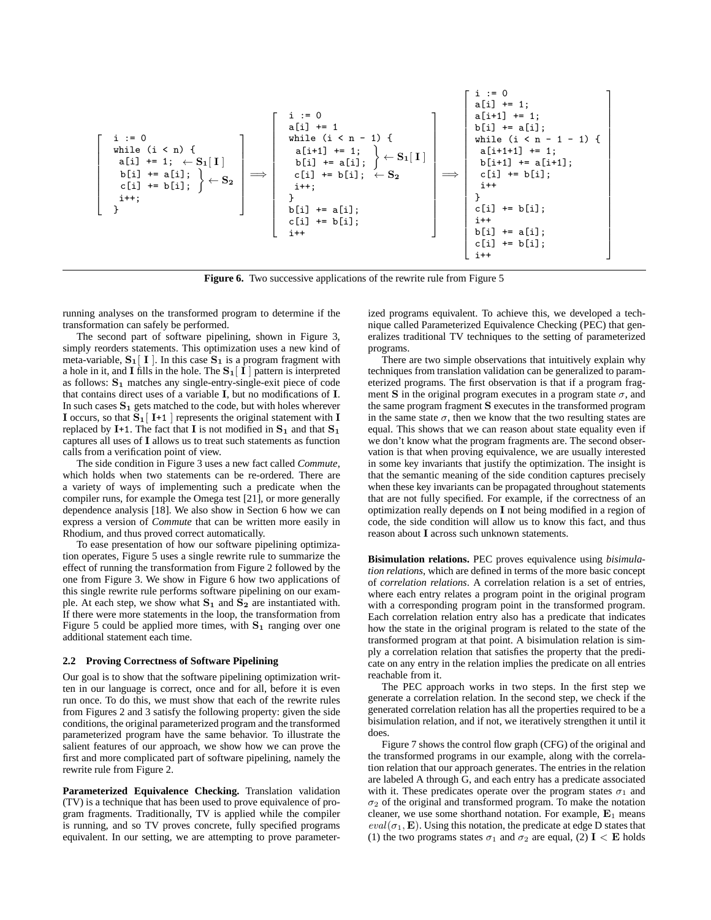```
[ i := 0                        ]      [ i := 0                              ]      [ i := 0                          ]
[ while (i < n) {               ]      [ a[i] += 1                           ]      [ a[i] += 1;                      ]
[   a[i] += 1;  ← S1[ I ]       ]      [ while (i < n - 1) {                 ]      [ a[i+1] += 1;                    ]
[   b[i] += a[i]; }             ]  ==> [   a[i+1] += 1;   } ← S1[ I ]        ]  ==> [ b[i] += a[i];                   ]
[   c[i] += b[i]; } ← S2        ]      [   b[i] += a[i];  }                  ]      [ while (i < n - 1 - 1) {         ]
[   i++;                        ]      [   c[i] += b[i];  ← S2               ]      [   a[i+1+1] += 1;                ]
[ }                             ]      [   i++;                              ]      [   b[i+1] += a[i+1];             ]
                                       [ }                                   ]      [   c[i] += b[i];                 ]
                                       [ b[i] += a[i];                       ]      [   i++                           ]
                                       [ c[i] += b[i];                       ]      [ }                               ]
                                       [ i++                                 ]      [ c[i] += b[i];                   ]
                                                                                    [ i++                             ]
                                                                                    [ b[i] += a[i];                   ]
                                                                                    [ c[i] += b[i];                   ]
                                                                                    [ i++                             ]
```

**Figure 6.** Two successive applications of the rewrite rule from Figure 5

running analyses on the transformed program to determine if the transformation can safely be performed.

The second part of software pipelining, shown in Figure 3, simply reorders statements. This optimization uses a new kind of meta-variable, $\mathbf{S_1}[\,\mathbf{I}\,]$. In this case $\mathbf{S_1}$ is a program fragment with a hole in it, and $\mathbf{I}$ fills in the hole. The $\mathbf{S_1}[\,\mathbf{I}\,]$ pattern is interpreted as follows: $\mathbf{S_1}$ matches any single-entry-single-exit piece of code that contains direct uses of a variable $\mathbf{I}$, but no modifications of $\mathbf{I}$. In such cases $\mathbf{S_1}$ gets matched to the code, but with holes wherever $\mathbf{I}$ occurs, so that $\mathbf{S_1}[\,\mathbf{I}+1\,]$ represents the original statement with $\mathbf{I}$ replaced by $\mathbf{I}+1$. The fact that $\mathbf{I}$ is not modified in $\mathbf{S_1}$ and that $\mathbf{S_1}$ captures all uses of $\mathbf{I}$ allows us to treat such statements as function calls from a verification point of view.

The side condition in Figure 3 uses a new fact called *Commute*, which holds when two statements can be re-ordered. There are a variety of ways of implementing such a predicate when the compiler runs, for example the Omega test [21], or more generally dependence analysis [18]. We also show in Section 6 how we can express a version of *Commute* that can be written more easily in Rhodium, and thus proved correct automatically.

To ease presentation of how our software pipelining optimization operates, Figure 5 uses a single rewrite rule to summarize the effect of running the transformation from Figure 2 followed by the one from Figure 3. We show in Figure 6 how two applications of this single rewrite rule performs software pipelining on our example. At each step, we show what $\mathbf{S_1}$ and $\mathbf{S_2}$ are instantiated with. If there were more statements in the loop, the transformation from Figure 5 could be applied more times, with $\mathbf{S_1}$ ranging over one additional statement each time.

### 2.2 Proving Correctness of Software Pipelining

Our goal is to show that the software pipelining optimization written in our language is correct, once and for all, before it is even run once. To do this, we must show that each of the rewrite rules from Figures 2 and 3 satisfy the following property: given the side conditions, the original parameterized program and the transformed parameterized program have the same behavior. To illustrate the salient features of our approach, we show how we can prove the first and more complicated part of software pipelining, namely the rewrite rule from Figure 2.

**Parameterized Equivalence Checking.** Translation validation (TV) is a technique that has been used to prove equivalence of program fragments. Traditionally, TV is applied while the compiler is running, and so TV proves concrete, fully specified programs equivalent. In our setting, we are attempting to prove parameterized programs equivalent. To achieve this, we developed a technique called Parameterized Equivalence Checking (PEC) that generalizes traditional TV techniques to the setting of parameterized programs.

There are two simple observations that intuitively explain why techniques from translation validation can be generalized to parameterized programs. The first observation is that if a program fragment $\mathbf{S}$ in the original program executes in a program state $\sigma$, and the same program fragment $\mathbf{S}$ executes in the transformed program in the same state $\sigma$, then we know that the two resulting states are equal. This shows that we can reason about state equality even if we don't know what the program fragments are. The second observation is that when proving equivalence, we are usually interested in some key invariants that justify the optimization. The insight is that the semantic meaning of the side condition captures precisely when these key invariants can be propagated throughout statements that are not fully specified. For example, if the correctness of an optimization really depends on $\mathbf{I}$ not being modified in a region of code, the side condition will allow us to know this fact, and thus reason about $\mathbf{I}$ across such unknown statements.

**Bisimulation relations.** PEC proves equivalence using *bisimulation relations*, which are defined in terms of the more basic concept of *correlation relations*. A correlation relation is a set of entries, where each entry relates a program point in the original program with a corresponding program point in the transformed program. Each correlation relation entry also has a predicate that indicates how the state in the original program is related to the state of the transformed program at that point. A bisimulation relation is simply a correlation relation that satisfies the property that the predicate on any entry in the relation implies the predicate on all entries reachable from it.

The PEC approach works in two steps. In the first step we generate a correlation relation. In the second step, we check if the generated correlation relation has all the properties required to be a bisimulation relation, and if not, we iteratively strengthen it until it does.

Figure 7 shows the control flow graph (CFG) of the original and the transformed programs in our example, along with the correlation relation that our approach generates. The entries in the relation are labeled A through G, and each entry has a predicate associated with it. These predicates operate over the program states $\sigma_1$ and $\sigma_2$ of the original and transformed program. To make the notation cleaner, we use some shorthand notation. For example, $\mathbf{E}_1$ means $eval(\sigma_1, \mathbf{E})$. Using this notation, the predicate at edge D states that (1) the two programs states $\sigma_1$ and $\sigma_2$ are equal, (2) $\mathbf{I} < \mathbf{E}$ holds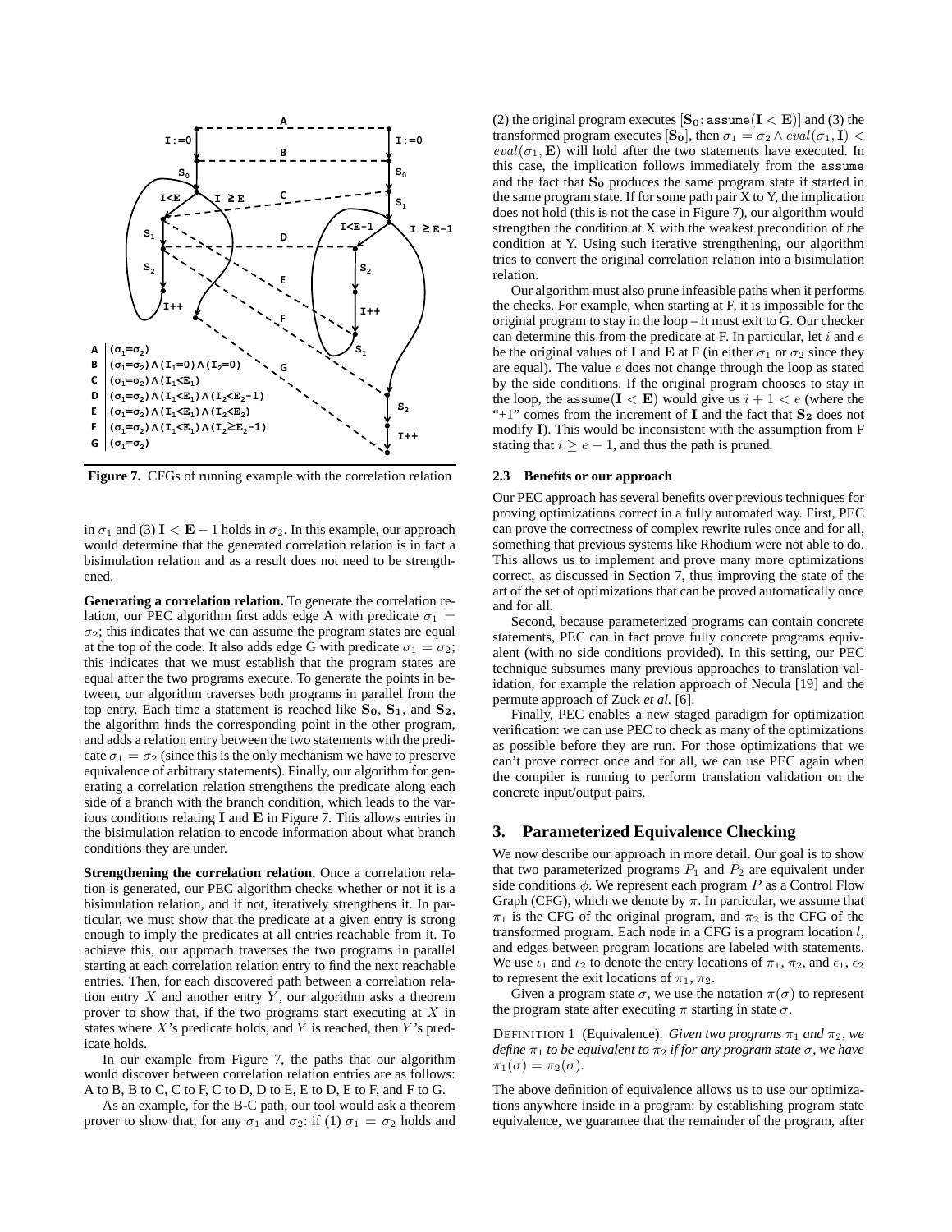**Figure 7.** CFGs of running example with the correlation relation

in $\sigma_1$ and (3) $\mathbf{I} < \mathbf{E} - 1$ holds in $\sigma_2$. In this example, our approach would determine that the generated correlation relation is in fact a bisimulation relation and as a result does not need to be strengthened.

**Generating a correlation relation.** To generate the correlation relation, our PEC algorithm first adds edge A with predicate $\sigma_1 = \sigma_2$; this indicates that we can assume the program states are equal at the top of the code. It also adds edge G with predicate $\sigma_1 = \sigma_2$; this indicates that we must establish that the program states are equal after the two programs execute. To generate the points in between, our algorithm traverses both programs in parallel from the top entry. Each time a statement is reached like $\mathbf{S_0}$, $\mathbf{S_1}$, and $\mathbf{S_2}$, the algorithm finds the corresponding point in the other program, and adds a relation entry between the two statements with the predicate $\sigma_1 = \sigma_2$ (since this is the only mechanism we have to preserve equivalence of arbitrary statements). Finally, our algorithm for generating a correlation relation strengthens the predicate along each side of a branch with the branch condition, which leads to the various conditions relating $\mathbf{I}$ and $\mathbf{E}$ in Figure 7. This allows entries in the bisimulation relation to encode information about what branch conditions they are under.

**Strengthening the correlation relation.** Once a correlation relation is generated, our PEC algorithm checks whether or not it is a bisimulation relation, and if not, iteratively strengthens it. In particular, we must show that the predicate at a given entry is strong enough to imply the predicates at all entries reachable from it. To achieve this, our approach traverses the two programs in parallel starting at each correlation relation entry to find the next reachable entries. Then, for each discovered path between a correlation relation entry $X$ and another entry $Y$, our algorithm asks a theorem prover to show that, if the two programs start executing at $X$ in states where $X$'s predicate holds, and $Y$ is reached, then $Y$'s predicate holds.

In our example from Figure 7, the paths that our algorithm would discover between correlation relation entries are as follows: A to B, B to C, C to F, C to D, D to E, E to D, E to F, and F to G.

As an example, for the B-C path, our tool would ask a theorem prover to show that, for any $\sigma_1$ and $\sigma_2$: if (1) $\sigma_1 = \sigma_2$ holds and (2) the original program executes $[\mathbf{S_0}; \texttt{assume}(\mathbf{I} < \mathbf{E})]$ and (3) the transformed program executes $[\mathbf{S_0}]$, then $\sigma_1 = \sigma_2 \wedge eval(\sigma_1, \mathbf{I}) < eval(\sigma_1, \mathbf{E})$ will hold after the two statements have executed. In this case, the implication follows immediately from the `assume` and the fact that $\mathbf{S_0}$ produces the same program state if started in the same program state. If for some path pair X to Y, the implication does not hold (this is not the case in Figure 7), our algorithm would strengthen the condition at X with the weakest precondition of the condition at Y. Using such iterative strengthening, our algorithm tries to convert the original correlation relation into a bisimulation relation.

Our algorithm must also prune infeasible paths when it performs the checks. For example, when starting at F, it is impossible for the original program to stay in the loop – it must exit to G. Our checker can determine this from the predicate at F. In particular, let $i$ and $e$ be the original values of $\mathbf{I}$ and $\mathbf{E}$ at F (in either $\sigma_1$ or $\sigma_2$ since they are equal). The value $e$ does not change through the loop as stated by the side conditions. If the original program chooses to stay in the loop, the $\texttt{assume}(\mathbf{I} < \mathbf{E})$ would give us $i + 1 < e$ (where the "+1" comes from the increment of $\mathbf{I}$ and the fact that $\mathbf{S_2}$ does not modify $\mathbf{I}$). This would be inconsistent with the assumption from F stating that $i \geq e - 1$, and thus the path is pruned.

### 2.3 Benefits or our approach

Our PEC approach has several benefits over previous techniques for proving optimizations correct in a fully automated way. First, PEC can prove the correctness of complex rewrite rules once and for all, something that previous systems like Rhodium were not able to do. This allows us to implement and prove many more optimizations correct, as discussed in Section 7, thus improving the state of the art of the set of optimizations that can be proved automatically once and for all.

Second, because parameterized programs can contain concrete statements, PEC can in fact prove fully concrete programs equivalent (with no side conditions provided). In this setting, our PEC technique subsumes many previous approaches to translation validation, for example the relation approach of Necula [19] and the permute approach of Zuck *et al.* [6].

Finally, PEC enables a new staged paradigm for optimization verification: we can use PEC to check as many of the optimizations as possible before they are run. For those optimizations that we can't prove correct once and for all, we can use PEC again when the compiler is running to perform translation validation on the concrete input/output pairs.

## 3. Parameterized Equivalence Checking

We now describe our approach in more detail. Our goal is to show that two parameterized programs $P_1$ and $P_2$ are equivalent under side conditions $\phi$. We represent each program $P$ as a Control Flow Graph (CFG), which we denote by $\pi$. In particular, we assume that $\pi_1$ is the CFG of the original program, and $\pi_2$ is the CFG of the transformed program. Each node in a CFG is a program location $l$, and edges between program locations are labeled with statements. We use $\iota_1$ and $\iota_2$ to denote the entry locations of $\pi_1$, $\pi_2$, and $\epsilon_1$, $\epsilon_2$ to represent the exit locations of $\pi_1$, $\pi_2$.

Given a program state $\sigma$, we use the notation $\pi(\sigma)$ to represent the program state after executing $\pi$ starting in state $\sigma$.

DEFINITION 1 (Equivalence). *Given two programs $\pi_1$ and $\pi_2$, we define $\pi_1$ to be equivalent to $\pi_2$ if for any program state $\sigma$, we have $\pi_1(\sigma) = \pi_2(\sigma)$.*

The above definition of equivalence allows us to use our optimizations anywhere inside in a program: by establishing program state equivalence, we guarantee that the remainder of the program, after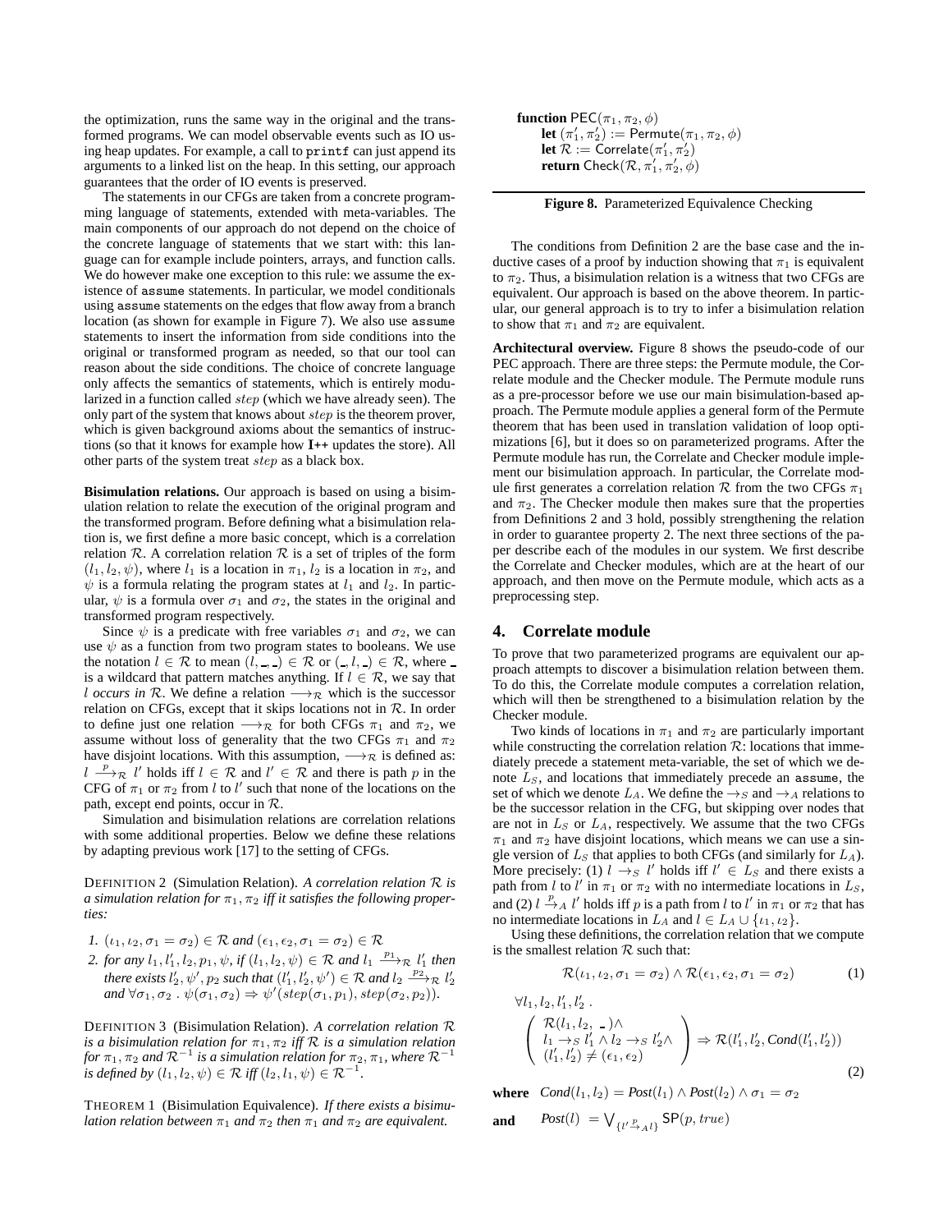the optimization, runs the same way in the original and the transformed programs. We can model observable events such as IO using heap updates. For example, a call to `printf` can just append its arguments to a linked list on the heap. In this setting, our approach guarantees that the order of IO events is preserved.

The statements in our CFGs are taken from a concrete programming language of statements, extended with meta-variables. The main components of our approach do not depend on the choice of the concrete language of statements that we start with: this language can for example include pointers, arrays, and function calls. We do however make one exception to this rule: we assume the existence of `assume` statements. In particular, we model conditionals using `assume` statements on the edges that flow away from a branch location (as shown for example in Figure 7). We also use `assume` statements to insert the information from side conditions into the original or transformed program as needed, so that our tool can reason about the side conditions. The choice of concrete language only affects the semantics of statements, which is entirely modularized in a function called $step$ (which we have already seen). The only part of the system that knows about $step$ is the theorem prover, which is given background axioms about the semantics of instructions (so that it knows for example how **I++** updates the store). All other parts of the system treat $step$ as a black box.

**Bisimulation relations.** Our approach is based on using a bisimulation relation to relate the execution of the original program and the transformed program. Before defining what a bisimulation relation is, we first define a more basic concept, which is a correlation relation $\mathcal{R}$. A correlation relation $\mathcal{R}$ is a set of triples of the form $(l_1, l_2, \psi)$, where $l_1$ is a location in $\pi_1$, $l_2$ is a location in $\pi_2$, and $\psi$ is a formula relating the program states at $l_1$ and $l_2$. In particular, $\psi$ is a formula over $\sigma_1$ and $\sigma_2$, the states in the original and transformed program respectively.

Since $\psi$ is a predicate with free variables $\sigma_1$ and $\sigma_2$, we can use $\psi$ as a function from two program states to booleans. We use the notation $l \in \mathcal{R}$ to mean $(l, \_, \_) \in \mathcal{R}$ or $(\_, l, \_) \in \mathcal{R}$, where $\_$ is a wildcard that pattern matches anything. If $l \in \mathcal{R}$, we say that $l$ *occurs in* $\mathcal{R}$. We define a relation $\longrightarrow_{\mathcal{R}}$ which is the successor relation on CFGs, except that it skips locations not in $\mathcal{R}$. In order to define just one relation $\longrightarrow_{\mathcal{R}}$ for both CFGs $\pi_1$ and $\pi_2$, we assume without loss of generality that the two CFGs $\pi_1$ and $\pi_2$ have disjoint locations. With this assumption, $\longrightarrow_{\mathcal{R}}$ is defined as: $l \xrightarrow{p}_{\mathcal{R}} l'$ holds iff $l \in \mathcal{R}$ and $l' \in \mathcal{R}$ and there is path $p$ in the CFG of $\pi_1$ or $\pi_2$ from $l$ to $l'$ such that none of the locations on the path, except end points, occur in $\mathcal{R}$.

Simulation and bisimulation relations are correlation relations with some additional properties. Below we define these relations by adapting previous work [17] to the setting of CFGs.

DEFINITION 2 (Simulation Relation). *A correlation relation $\mathcal{R}$ is a simulation relation for $\pi_1, \pi_2$ iff it satisfies the following properties:*

1. $(\iota_1, \iota_2, \sigma_1 = \sigma_2) \in \mathcal{R}$ *and* $(\epsilon_1, \epsilon_2, \sigma_1 = \sigma_2) \in \mathcal{R}$
2. *for any* $l_1, l'_1, l_2, p_1, \psi$, *if* $(l_1, l_2, \psi) \in \mathcal{R}$ *and* $l_1 \xrightarrow{p_1}_{\mathcal{R}} l'_1$ *then there exists* $l'_2, \psi', p_2$ *such that* $(l'_1, l'_2, \psi') \in \mathcal{R}$ *and* $l_2 \xrightarrow{p_2}_{\mathcal{R}} l'_2$ *and* $\forall \sigma_1, \sigma_2 . \psi(\sigma_1, \sigma_2) \Rightarrow \psi'(step(\sigma_1, p_1), step(\sigma_2, p_2))$.

DEFINITION 3 (Bisimulation Relation). *A correlation relation $\mathcal{R}$ is a bisimulation relation for $\pi_1, \pi_2$ iff $\mathcal{R}$ is a simulation relation for $\pi_1, \pi_2$ and $\mathcal{R}^{-1}$ is a simulation relation for $\pi_2, \pi_1$, where $\mathcal{R}^{-1}$ is defined by $(l_1, l_2, \psi) \in \mathcal{R}$ iff $(l_2, l_1, \psi) \in \mathcal{R}^{-1}$.*

THEOREM 1 (Bisimulation Equivalence). *If there exists a bisimulation relation between $\pi_1$ and $\pi_2$ then $\pi_1$ and $\pi_2$ are equivalent.*

```
function PEC(π1, π2, φ)
    let (π1', π2') := Permute(π1, π2, φ)
    let R := Correlate(π1', π2')
    return Check(R, π1', π2', φ)
```

**Figure 8.** Parameterized Equivalence Checking

The conditions from Definition 2 are the base case and the inductive cases of a proof by induction showing that $\pi_1$ is equivalent to $\pi_2$. Thus, a bisimulation relation is a witness that two CFGs are equivalent. Our approach is based on the above theorem. In particular, our general approach is to try to infer a bisimulation relation to show that $\pi_1$ and $\pi_2$ are equivalent.

**Architectural overview.** Figure 8 shows the pseudo-code of our PEC approach. There are three steps: the Permute module, the Correlate module and the Checker module. The Permute module runs as a pre-processor before we use our main bisimulation-based approach. The Permute module applies a general form of the Permute theorem that has been used in translation validation of loop optimizations [6], but it does so on parameterized programs. After the Permute module has run, the Correlate and Checker module implement our bisimulation approach. In particular, the Correlate module first generates a correlation relation $\mathcal{R}$ from the two CFGs $\pi_1$ and $\pi_2$. The Checker module then makes sure that the properties from Definitions 2 and 3 hold, possibly strengthening the relation in order to guarantee property 2. The next three sections of the paper describe each of the modules in our system. We first describe the Correlate and Checker modules, which are at the heart of our approach, and then move on the Permute module, which acts as a preprocessing step.

## 4. Correlate module

To prove that two parameterized programs are equivalent our approach attempts to discover a bisimulation relation between them. To do this, the Correlate module computes a correlation relation, which will then be strengthened to a bisimulation relation by the Checker module.

Two kinds of locations in $\pi_1$ and $\pi_2$ are particularly important while constructing the correlation relation $\mathcal{R}$: locations that immediately precede a statement meta-variable, the set of which we denote $L_S$, and locations that immediately precede an `assume`, the set of which we denote $L_A$. We define the $\rightarrow_S$ and $\rightarrow_A$ relations to be the successor relation in the CFG, but skipping over nodes that are not in $L_S$ or $L_A$, respectively. We assume that the two CFGs $\pi_1$ and $\pi_2$ have disjoint locations, which means we can use a single version of $L_S$ that applies to both CFGs (and similarly for $L_A$). More precisely: (1) $l \rightarrow_S l'$ holds iff $l' \in L_S$ and there exists a path from $l$ to $l'$ in $\pi_1$ or $\pi_2$ with no intermediate locations in $L_S$, and (2) $l \xrightarrow{p}_A l'$ holds iff $p$ is a path from $l$ to $l'$ in $\pi_1$ or $\pi_2$ that has no intermediate locations in $L_A$ and $l \in L_A \cup \{\iota_1, \iota_2\}$.

Using these definitions, the correlation relation that we compute is the smallest relation $\mathcal{R}$ such that:

$$\mathcal{R}(\iota_1, \iota_2, \sigma_1 = \sigma_2) \wedge \mathcal{R}(\epsilon_1, \epsilon_2, \sigma_1 = \sigma_2) \tag{1}$$

$$\forall l_1, l_2, l'_1, l'_2 . \begin{pmatrix} \mathcal{R}(l_1, l_2, \_) \wedge \\ l_1 \rightarrow_S l'_1 \wedge l_2 \rightarrow_S l'_2 \wedge \\ (l'_1, l'_2) \neq (\epsilon_1, \epsilon_2) \end{pmatrix} \Rightarrow \mathcal{R}(l'_1, l'_2, Cond(l'_1, l'_2)) \tag{2}$$

**where** $\quad Cond(l_1, l_2) = Post(l_1) \wedge Post(l_2) \wedge \sigma_1 = \sigma_2$

**and** $\quad Post(l) = \bigvee_{\{l' \xrightarrow{p}_A l\}} \mathsf{SP}(p, true)$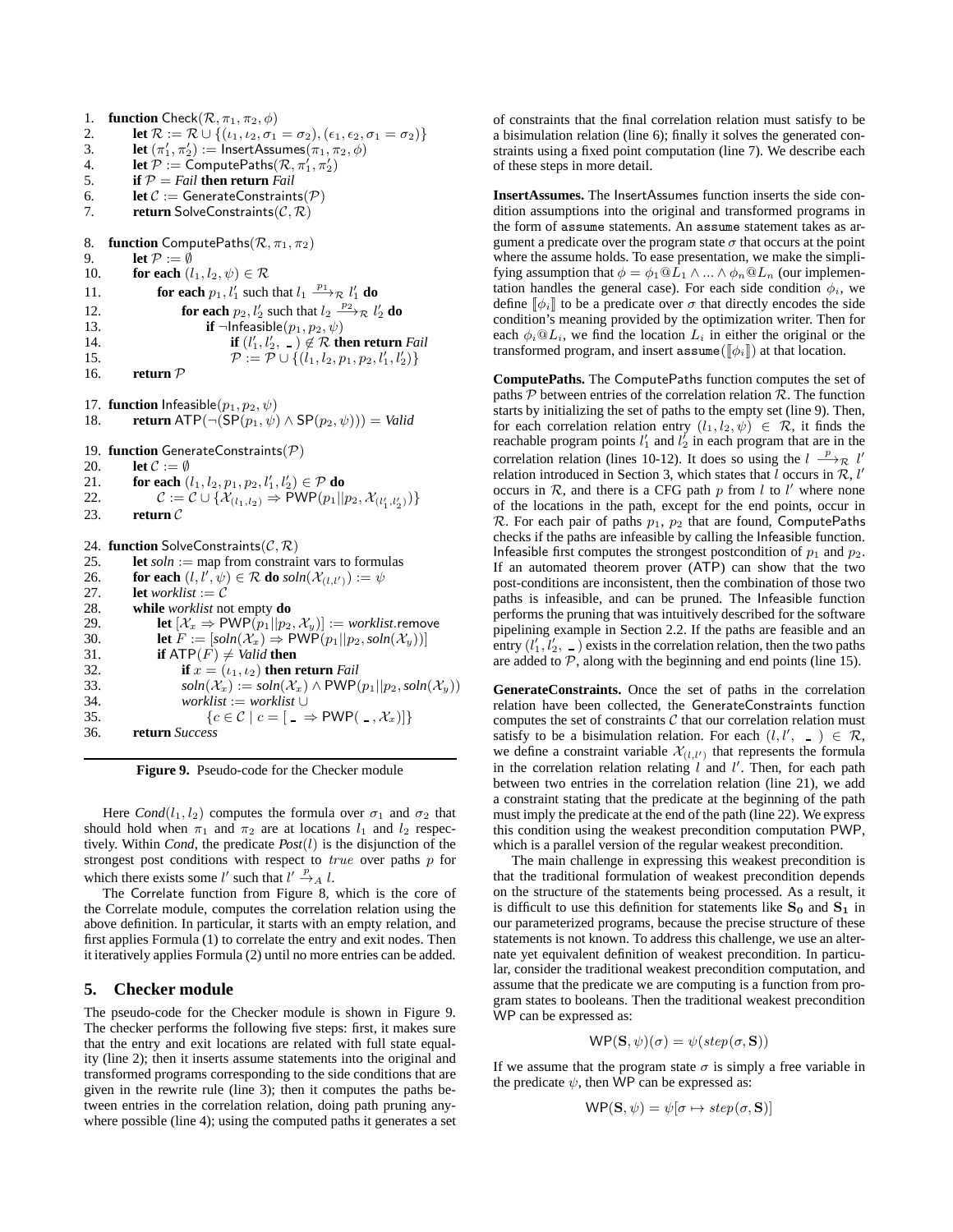```
1.  function Check(R, π1, π2, φ)
2.      let R := R ∪ {(ι1, ι2, σ1 = σ2), (ε1, ε2, σ1 = σ2)}
3.      let (π'1, π'2) := InsertAssumes(π1, π2, φ)
4.      let P := ComputePaths(R, π'1, π'2)
5.      if P = Fail then return Fail
6.      let C := GenerateConstraints(P)
7.      return SolveConstraints(C, R)

8.  function ComputePaths(R, π1, π2)
9.      let P := ∅
10.     for each (l1, l2, ψ) ∈ R
11.         for each p1, l'1 such that l1 --p1-->_R l'1 do
12.             for each p2, l'2 such that l2 --p2-->_R l'2 do
13.                 if ¬Infeasible(p1, p2, ψ)
14.                     if (l'1, l'2, _) ∉ R then return Fail
15.                     P := P ∪ {(l1, l2, p1, p2, l'1, l'2)}
16.     return P

17. function Infeasible(p1, p2, ψ)
18.     return ATP(¬(SP(p1, ψ) ∧ SP(p2, ψ))) = Valid

19. function GenerateConstraints(P)
20.     let C := ∅
21.     for each (l1, l2, p1, p2, l'1, l'2) ∈ P do
22.         C := C ∪ {X_(l1,l2) ⇒ PWP(p1||p2, X_(l'1,l'2))}
23.     return C

24. function SolveConstraints(C, R)
25.     let soln := map from constraint vars to formulas
26.     for each (l, l', ψ) ∈ R do soln(X_(l,l')) := ψ
27.     let worklist := C
28.     while worklist not empty do
29.         let [X_x ⇒ PWP(p1||p2, X_y)] := worklist.remove
30.         let F := [soln(X_x) ⇒ PWP(p1||p2, soln(X_y))]
31.         if ATP(F) ≠ Valid then
32.             if x = (ι1, ι2) then return Fail
33.             soln(X_x) := soln(X_x) ∧ PWP(p1||p2, soln(X_y))
34.             worklist := worklist ∪
35.                 {c ∈ C | c = [_ ⇒ PWP(_, X_x)]}
36.     return Success
```

**Figure 9.** Pseudo-code for the Checker module

Here $Cond(l_1, l_2)$ computes the formula over $\sigma_1$ and $\sigma_2$ that should hold when $\pi_1$ and $\pi_2$ are at locations $l_1$ and $l_2$ respectively. Within *Cond*, the predicate $Post(l)$ is the disjunction of the strongest post conditions with respect to $true$ over paths $p$ for which there exists some $l'$ such that $l' \xrightarrow{p}_A l$.

The Correlate function from Figure 8, which is the core of the Correlate module, computes the correlation relation using the above definition. In particular, it starts with an empty relation, and first applies Formula (1) to correlate the entry and exit nodes. Then it iteratively applies Formula (2) until no more entries can be added.

## 5. Checker module

The pseudo-code for the Checker module is shown in Figure 9. The checker performs the following five steps: first, it makes sure that the entry and exit locations are related with full state equality (line 2); then it inserts assume statements into the original and transformed programs corresponding to the side conditions that are given in the rewrite rule (line 3); then it computes the paths between entries in the correlation relation, doing path pruning anywhere possible (line 4); using the computed paths it generates a set of constraints that the final correlation relation must satisfy to be a bisimulation relation (line 6); finally it solves the generated constraints using a fixed point computation (line 7). We describe each of these steps in more detail.

**InsertAssumes.** The InsertAssumes function inserts the side condition assumptions into the original and transformed programs in the form of `assume` statements. An `assume` statement takes as argument a predicate over the program state $\sigma$ that occurs at the point where the assume holds. To ease presentation, we make the simplifying assumption that $\phi = \phi_1 @ L_1 \wedge ... \wedge \phi_n @ L_n$ (our implementation handles the general case). For each side condition $\phi_i$, we define $[\![\phi_i]\!]$ to be a predicate over $\sigma$ that directly encodes the side condition's meaning provided by the optimization writer. Then for each $\phi_i @ L_i$, we find the location $L_i$ in either the original or the transformed program, and insert `assume`($[\![\phi_i]\!]$) at that location.

**ComputePaths.** The ComputePaths function computes the set of paths $\mathcal{P}$ between entries of the correlation relation $\mathcal{R}$. The function starts by initializing the set of paths to the empty set (line 9). Then, for each correlation relation entry $(l_1, l_2, \psi) \in \mathcal{R}$, it finds the reachable program points $l'_1$ and $l'_2$ in each program that are in the correlation relation (lines 10-12). It does so using the $l \xrightarrow{p}_{\mathcal{R}} l'$ relation introduced in Section 3, which states that $l$ occurs in $\mathcal{R}$, $l'$ occurs in $\mathcal{R}$, and there is a CFG path $p$ from $l$ to $l'$ where none of the locations in the path, except for the end points, occur in $\mathcal{R}$. For each pair of paths $p_1$, $p_2$ that are found, ComputePaths checks if the paths are infeasible by calling the Infeasible function. Infeasible first computes the strongest postcondition of $p_1$ and $p_2$. If an automated theorem prover (ATP) can show that the two post-conditions are inconsistent, then the combination of those two paths is infeasible, and can be pruned. The Infeasible function performs the pruning that was intuitively described for the software pipelining example in Section 2.2. If the paths are feasible and an entry $(l'_1, l'_2, \_)$ exists in the correlation relation, then the two paths are added to $\mathcal{P}$, along with the beginning and end points (line 15).

**GenerateConstraints.** Once the set of paths in the correlation relation have been collected, the GenerateConstraints function computes the set of constraints $\mathcal{C}$ that our correlation relation must satisfy to be a bisimulation relation. For each $(l, l', \_) \in \mathcal{R}$, we define a constraint variable $\mathcal{X}_{(l,l')}$ that represents the formula in the correlation relation relating $l$ and $l'$. Then, for each path between two entries in the correlation relation (line 21), we add a constraint stating that the predicate at the beginning of the path must imply the predicate at the end of the path (line 22). We express this condition using the weakest precondition computation PWP, which is a parallel version of the regular weakest precondition.

The main challenge in expressing this weakest precondition is that the traditional formulation of weakest precondition depends on the structure of the statements being processed. As a result, it is difficult to use this definition for statements like $\mathbf{S_0}$ and $\mathbf{S_1}$ in our parameterized programs, because the precise structure of these statements is not known. To address this challenge, we use an alternate yet equivalent definition of weakest precondition. In particular, consider the traditional weakest precondition computation, and assume that the predicate we are computing is a function from program states to booleans. Then the traditional weakest precondition WP can be expressed as:

$$\mathsf{WP}(\mathbf{S}, \psi)(\sigma) = \psi(step(\sigma, \mathbf{S}))$$

If we assume that the program state $\sigma$ is simply a free variable in the predicate $\psi$, then WP can be expressed as:

$$\mathsf{WP}(\mathbf{S}, \psi) = \psi[\sigma \mapsto step(\sigma, \mathbf{S})]$$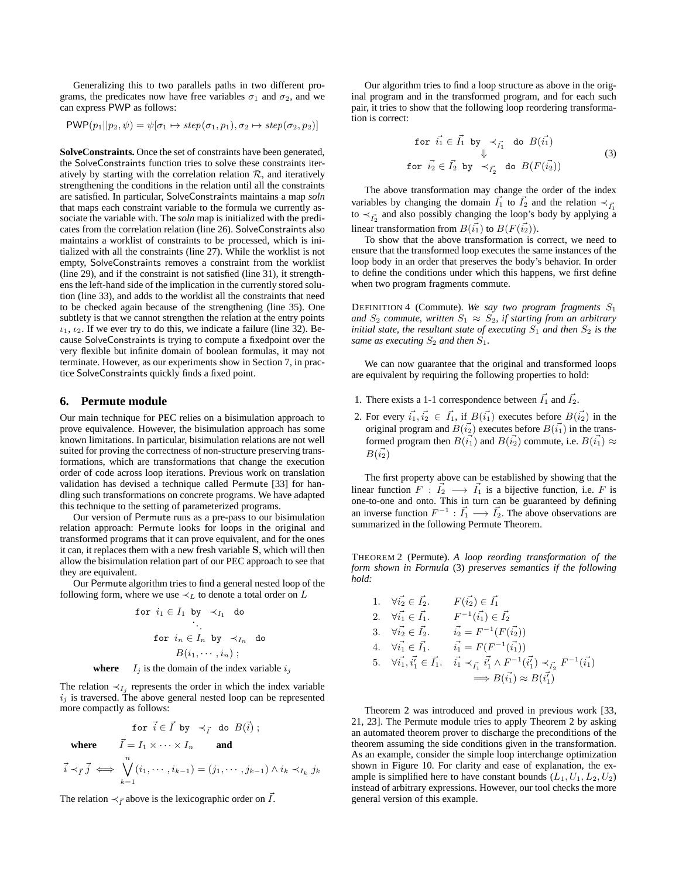Generalizing this to two parallels paths in two different programs, the predicates now have free variables $\sigma_1$ and $\sigma_2$, and we can express PWP as follows:

$$\mathsf{PWP}(p_1 || p_2, \psi) = \psi[\sigma_1 \mapsto step(\sigma_1, p_1), \sigma_2 \mapsto step(\sigma_2, p_2)]$$

**SolveConstraints.** Once the set of constraints have been generated, the SolveConstraints function tries to solve these constraints iteratively by starting with the correlation relation $\mathcal{R}$, and iteratively strengthening the conditions in the relation until all the constraints are satisfied. In particular, SolveConstraints maintains a map *soln* that maps each constraint variable to the formula we currently associate the variable with. The *soln* map is initialized with the predicates from the correlation relation (line 26). SolveConstraints also maintains a worklist of constraints to be processed, which is initialized with all the constraints (line 27). While the worklist is not empty, SolveConstraints removes a constraint from the worklist (line 29), and if the constraint is not satisfied (line 31), it strengthens the left-hand side of the implication in the currently stored solution (line 33), and adds to the worklist all the constraints that need to be checked again because of the strengthening (line 35). One subtlety is that we cannot strengthen the relation at the entry points $\iota_1$, $\iota_2$. If we ever try to do this, we indicate a failure (line 32). Because SolveConstraints is trying to compute a fixedpoint over the very flexible but infinite domain of boolean formulas, it may not terminate. However, as our experiments show in Section 7, in practice SolveConstraints quickly finds a fixed point.

## 6. Permute module

Our main technique for PEC relies on a bisimulation approach to prove equivalence. However, the bisimulation approach has some known limitations. In particular, bisimulation relations are not well suited for proving the correctness of non-structure preserving transformations, which are transformations that change the execution order of code across loop iterations. Previous work on translation validation has devised a technique called Permute [33] for handling such transformations on concrete programs. We have adapted this technique to the setting of parameterized programs.

Our version of Permute runs as a pre-pass to our bisimulation relation approach: Permute looks for loops in the original and transformed programs that it can prove equivalent, and for the ones it can, it replaces them with a new fresh variable **S**, which will then allow the bisimulation relation part of our PEC approach to see that they are equivalent.

Our Permute algorithm tries to find a general nested loop of the following form, where we use $\prec_L$ to denote a total order on $L$

$$\begin{array}{c} \texttt{for}\ i_1 \in I_1\ \texttt{by}\ \prec_{I_1}\ \texttt{do} \\ \ddots \\ \texttt{for}\ i_n \in I_n\ \texttt{by}\ \prec_{I_n}\ \texttt{do} \\ B(i_1, \cdots, i_n)\ ; \end{array}$$

**where** $I_j$ is the domain of the index variable $i_j$

The relation $\prec_{I_j}$ represents the order in which the index variable $i_j$ is traversed. The above general nested loop can be represented more compactly as follows:

$$\texttt{for}\ \vec{i} \in \vec{I}\ \texttt{by}\ \prec_{\vec{I}}\ \texttt{do}\ B(\vec{i})\ ;$$

**where** $\vec{I} = I_1 \times \cdots \times I_n$ **and**

$$\vec{i} \prec_{\vec{I}} \vec{j} \iff \bigvee_{k=1}^{n} (i_1, \cdots, i_{k-1}) = (j_1, \cdots, j_{k-1}) \wedge i_k \prec_{I_k} j_k$$

The relation $\prec_{\vec{I}}$ above is the lexicographic order on $\vec{I}$.

Our algorithm tries to find a loop structure as above in the original program and in the transformed program, and for each such pair, it tries to show that the following loop reordering transformation is correct:

$$\begin{array}{c} \texttt{for}\ \vec{i_1} \in \vec{I_1}\ \texttt{by}\ \prec_{\vec{I_1}}\ \texttt{do}\ B(\vec{i_1}) \\ \Downarrow \\ \texttt{for}\ \vec{i_2} \in \vec{I_2}\ \texttt{by}\ \prec_{\vec{I_2}}\ \texttt{do}\ B(F(\vec{i_2})) \end{array} \tag{3}$$

The above transformation may change the order of the index variables by changing the domain $\vec{I_1}$ to $\vec{I_2}$ and the relation $\prec_{\vec{I_1}}$ to $\prec_{\vec{I_2}}$ and also possibly changing the loop's body by applying a linear transformation from $B(\vec{i_1})$ to $B(F(\vec{i_2}))$.

To show that the above transformation is correct, we need to ensure that the transformed loop executes the same instances of the loop body in an order that preserves the body's behavior. In order to define the conditions under which this happens, we first define when two program fragments commute.

DEFINITION 4 (Commute). *We say two program fragments $S_1$ and $S_2$ commute, written $S_1 \approx S_2$, if starting from an arbitrary initial state, the resultant state of executing $S_1$ and then $S_2$ is the same as executing $S_2$ and then $S_1$.*

We can now guarantee that the original and transformed loops are equivalent by requiring the following properties to hold:

1. There exists a 1-1 correspondence between $\vec{I_1}$ and $\vec{I_2}$.
2. For every $\vec{i_1}, \vec{i_2} \in \vec{I_1}$, if $B(\vec{i_1})$ executes before $B(\vec{i_2})$ in the original program and $B(\vec{i_2})$ executes before $B(\vec{i_1})$ in the transformed program then $B(\vec{i_1})$ and $B(\vec{i_2})$ commute, i.e. $B(\vec{i_1}) \approx B(\vec{i_2})$

The first property above can be established by showing that the linear function $F : \vec{I_2} \longrightarrow \vec{I_1}$ is a bijective function, i.e. $F$ is one-to-one and onto. This in turn can be guaranteed by defining an inverse function $F^{-1} : \vec{I_1} \longrightarrow \vec{I_2}$. The above observations are summarized in the following Permute Theorem.

THEOREM 2 (Permute). *A loop reording transformation of the form shown in Formula* (3) *preserves semantics if the following hold:*

$$\begin{array}{lll} 1. & \forall \vec{i_2} \in \vec{I_2}. & F(\vec{i_2}) \in \vec{I_1} \\ 2. & \forall \vec{i_1} \in \vec{I_1}. & F^{-1}(\vec{i_1}) \in \vec{I_2} \\ 3. & \forall \vec{i_2} \in \vec{I_2}. & \vec{i_2} = F^{-1}(F(\vec{i_2})) \\ 4. & \forall \vec{i_1} \in \vec{I_1}. & \vec{i_1} = F(F^{-1}(\vec{i_1})) \\ 5. & \forall \vec{i_1}, \vec{i_1'} \in \vec{I_1}. & \vec{i_1} \prec_{\vec{I_1}} \vec{i_1'} \wedge F^{-1}(\vec{i_1'}) \prec_{\vec{I_2}} F^{-1}(\vec{i_1}) \\ & & \implies B(\vec{i_1}) \approx B(\vec{i_1'}) \end{array}$$

Theorem 2 was introduced and proved in previous work [33, 21, 23]. The Permute module tries to apply Theorem 2 by asking an automated theorem prover to discharge the preconditions of the theorem assuming the side conditions given in the transformation. As an example, consider the simple loop interchange optimization shown in Figure 10. For clarity and ease of explanation, the example is simplified here to have constant bounds ($L_1, U_1, L_2, U_2$) instead of arbitrary expressions. However, our tool checks the more general version of this example.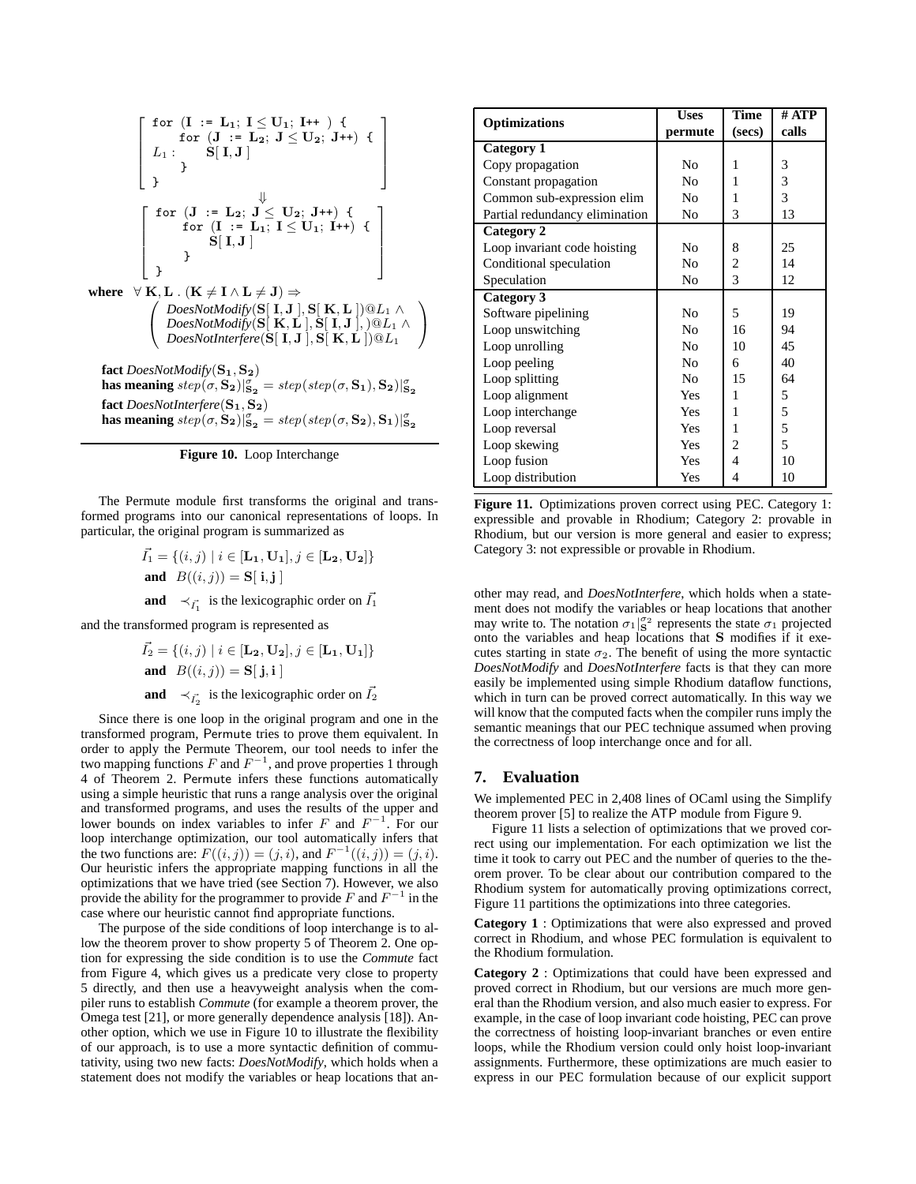```
[ for (I := L1; I ≤ U1; I++ ) {
      for (J := L2; J ≤ U2; J++) {
  L1 :      S[ I, J ]
      }
  } ]
               ⇓
[ for (J := L2; J ≤ U2; J++) {
      for (I := L1; I ≤ U1; I++) {
            S[ I, J ]
      }
  } ]
```

**where** $\forall\, \mathbf{K}, \mathbf{L}\ .\ (\mathbf{K} \neq \mathbf{I} \wedge \mathbf{L} \neq \mathbf{J}) \Rightarrow$

$$\left(\begin{array}{l} \textit{DoesNotModify}(\mathbf{S}[\,\mathbf{I},\mathbf{J}\,], \mathbf{S}[\,\mathbf{K},\mathbf{L}\,])@L_1 \wedge \\ \textit{DoesNotModify}(\mathbf{S}[\,\mathbf{K},\mathbf{L}\,], \mathbf{S}[\,\mathbf{I},\mathbf{J}\,],)@L_1 \wedge \\ \textit{DoesNotInterfere}(\mathbf{S}[\,\mathbf{I},\mathbf{J}\,], \mathbf{S}[\,\mathbf{K},\mathbf{L}\,])@L_1 \end{array}\right)$$

**fact** *DoesNotModify*$(\mathbf{S_1}, \mathbf{S_2})$
**has meaning** $step(\sigma, \mathbf{S_2})|^{\sigma}_{\mathbf{S_2}} = step(step(\sigma, \mathbf{S_1}), \mathbf{S_2})|^{\sigma}_{\mathbf{S_2}}$
**fact** *DoesNotInterfere*$(\mathbf{S_1}, \mathbf{S_2})$
**has meaning** $step(\sigma, \mathbf{S_2})|^{\sigma}_{\mathbf{S_2}} = step(step(\sigma, \mathbf{S_2}), \mathbf{S_1})|^{\sigma}_{\mathbf{S_2}}$

**Figure 10.** Loop Interchange

The Permute module first transforms the original and transformed programs into our canonical representations of loops. In particular, the original program is summarized as

$$\vec{I_1} = \{(i,j) \mid i \in [\mathbf{L_1}, \mathbf{U_1}], j \in [\mathbf{L_2}, \mathbf{U_2}]\}$$
$$\textbf{and} \quad B((i,j)) = \mathbf{S}[\,\mathbf{i},\mathbf{j}\,]$$
$$\textbf{and} \quad \prec_{\vec{I_1}} \text{ is the lexicographic order on } \vec{I_1}$$

and the transformed program is represented as

$$\vec{I_2} = \{(i,j) \mid i \in [\mathbf{L_2}, \mathbf{U_2}], j \in [\mathbf{L_1}, \mathbf{U_1}]\}$$
$$\textbf{and} \quad B((i,j)) = \mathbf{S}[\,\mathbf{j},\mathbf{i}\,]$$
$$\textbf{and} \quad \prec_{\vec{I_2}} \text{ is the lexicographic order on } \vec{I_2}$$

Since there is one loop in the original program and one in the transformed program, Permute tries to prove them equivalent. In order to apply the Permute Theorem, our tool needs to infer the two mapping functions $F$ and $F^{-1}$, and prove properties 1 through 4 of Theorem 2. Permute infers these functions automatically using a simple heuristic that runs a range analysis over the original and transformed programs, and uses the results of the upper and lower bounds on index variables to infer $F$ and $F^{-1}$. For our loop interchange optimization, our tool automatically infers that the two functions are: $F((i,j)) = (j,i)$, and $F^{-1}((i,j)) = (j,i)$. Our heuristic infers the appropriate mapping functions in all the optimizations that we have tried (see Section 7). However, we also provide the ability for the programmer to provide $F$ and $F^{-1}$ in the case where our heuristic cannot find appropriate functions.

The purpose of the side conditions of loop interchange is to allow the theorem prover to show property 5 of Theorem 2. One option for expressing the side condition is to use the *Commute* fact from Figure 4, which gives us a predicate very close to property 5 directly, and then use a heavyweight analysis when the compiler runs to establish *Commute* (for example a theorem prover, the Omega test [21], or more generally dependence analysis [18]). Another option, which we use in Figure 10 to illustrate the flexibility of our approach, is to use a more syntactic definition of commutativity, using two new facts: *DoesNotModify*, which holds when a statement does not modify the variables or heap locations that another may read, and *DoesNotInterfere*, which holds when a statement does not modify the variables or heap locations that another may write to. The notation $\sigma_1|^{\sigma_2}_{\mathbf{S}}$ represents the state $\sigma_1$ projected onto the variables and heap locations that $\mathbf{S}$ modifies if it executes starting in state $\sigma_2$. The benefit of using the more syntactic *DoesNotModify* and *DoesNotInterfere* facts is that they can more easily be implemented using simple Rhodium dataflow functions, which in turn can be proved correct automatically. In this way we will know that the computed facts when the compiler runs imply the semantic meanings that our PEC technique assumed when proving the correctness of loop interchange once and for all.

| Optimizations | Uses permute | Time (secs) | # ATP calls |
|---|---|---|---|
| **Category 1** | | | |
| Copy propagation | No | 1 | 3 |
| Constant propagation | No | 1 | 3 |
| Common sub-expression elim | No | 1 | 3 |
| Partial redundancy elimination | No | 3 | 13 |
| **Category 2** | | | |
| Loop invariant code hoisting | No | 8 | 25 |
| Conditional speculation | No | 2 | 14 |
| Speculation | No | 3 | 12 |
| **Category 3** | | | |
| Software pipelining | No | 5 | 19 |
| Loop unswitching | No | 16 | 94 |
| Loop unrolling | No | 10 | 45 |
| Loop peeling | No | 6 | 40 |
| Loop splitting | No | 15 | 64 |
| Loop alignment | Yes | 1 | 5 |
| Loop interchange | Yes | 1 | 5 |
| Loop reversal | Yes | 1 | 5 |
| Loop skewing | Yes | 2 | 5 |
| Loop fusion | Yes | 4 | 10 |
| Loop distribution | Yes | 4 | 10 |

**Figure 11.** Optimizations proven correct using PEC. Category 1: expressible and provable in Rhodium; Category 2: provable in Rhodium, but our version is more general and easier to express; Category 3: not expressible or provable in Rhodium.

## 7. Evaluation

We implemented PEC in 2,408 lines of OCaml using the Simplify theorem prover [5] to realize the ATP module from Figure 9.

Figure 11 lists a selection of optimizations that we proved correct using our implementation. For each optimization we list the time it took to carry out PEC and the number of queries to the theorem prover. To be clear about our contribution compared to the Rhodium system for automatically proving optimizations correct, Figure 11 partitions the optimizations into three categories.

**Category 1** : Optimizations that were also expressed and proved correct in Rhodium, and whose PEC formulation is equivalent to the Rhodium formulation.

**Category 2** : Optimizations that could have been expressed and proved correct in Rhodium, but our versions are much more general than the Rhodium version, and also much easier to express. For example, in the case of loop invariant code hoisting, PEC can prove the correctness of hoisting loop-invariant branches or even entire loops, while the Rhodium version could only hoist loop-invariant assignments. Furthermore, these optimizations are much easier to express in our PEC formulation because of our explicit support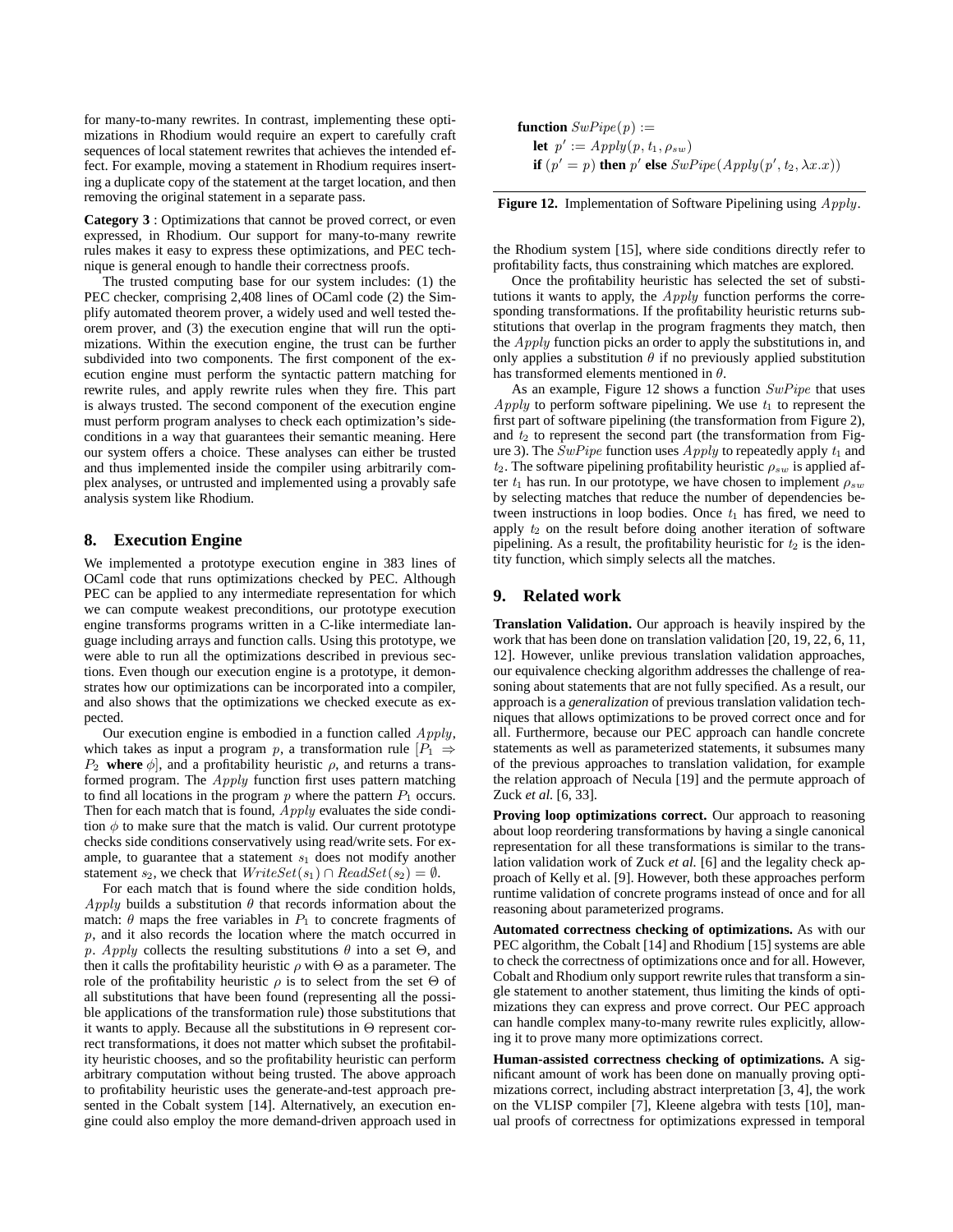for many-to-many rewrites. In contrast, implementing these optimizations in Rhodium would require an expert to carefully craft sequences of local statement rewrites that achieves the intended effect. For example, moving a statement in Rhodium requires inserting a duplicate copy of the statement at the target location, and then removing the original statement in a separate pass.

**Category 3** : Optimizations that cannot be proved correct, or even expressed, in Rhodium. Our support for many-to-many rewrite rules makes it easy to express these optimizations, and PEC technique is general enough to handle their correctness proofs.

The trusted computing base for our system includes: (1) the PEC checker, comprising 2,408 lines of OCaml code (2) the Simplify automated theorem prover, a widely used and well tested theorem prover, and (3) the execution engine that will run the optimizations. Within the execution engine, the trust can be further subdivided into two components. The first component of the execution engine must perform the syntactic pattern matching for rewrite rules, and apply rewrite rules when they fire. This part is always trusted. The second component of the execution engine must perform program analyses to check each optimization's side-conditions in a way that guarantees their semantic meaning. Here our system offers a choice. These analyses can either be trusted and thus implemented inside the compiler using arbitrarily complex analyses, or untrusted and implemented using a provably safe analysis system like Rhodium.

## 8. Execution Engine

We implemented a prototype execution engine in 383 lines of OCaml code that runs optimizations checked by PEC. Although PEC can be applied to any intermediate representation for which we can compute weakest preconditions, our prototype execution engine transforms programs written in a C-like intermediate language including arrays and function calls. Using this prototype, we were able to run all the optimizations described in previous sections. Even though our execution engine is a prototype, it demonstrates how our optimizations can be incorporated into a compiler, and also shows that the optimizations we checked execute as expected.

Our execution engine is embodied in a function called $Apply$, which takes as input a program $p$, a transformation rule $[P_1 \Rightarrow P_2$ **where** $\phi]$, and a profitability heuristic $\rho$, and returns a transformed program. The $Apply$ function first uses pattern matching to find all locations in the program $p$ where the pattern $P_1$ occurs. Then for each match that is found, $Apply$ evaluates the side condition $\phi$ to make sure that the match is valid. Our current prototype checks side conditions conservatively using read/write sets. For example, to guarantee that a statement $s_1$ does not modify another statement $s_2$, we check that $WriteSet(s_1) \cap ReadSet(s_2) = \emptyset$.

For each match that is found where the side condition holds, $Apply$ builds a substitution $\theta$ that records information about the match: $\theta$ maps the free variables in $P_1$ to concrete fragments of $p$, and it also records the location where the match occurred in $p$. $Apply$ collects the resulting substitutions $\theta$ into a set $\Theta$, and then it calls the profitability heuristic $\rho$ with $\Theta$ as a parameter. The role of the profitability heuristic $\rho$ is to select from the set $\Theta$ of all substitutions that have been found (representing all the possible applications of the transformation rule) those substitutions that it wants to apply. Because all the substitutions in $\Theta$ represent correct transformations, it does not matter which subset the profitability heuristic chooses, and so the profitability heuristic can perform arbitrary computation without being trusted. The above approach to profitability heuristic uses the generate-and-test approach presented in the Cobalt system [14]. Alternatively, an execution engine could also employ the more demand-driven approach used in the Rhodium system [15], where side conditions directly refer to profitability facts, thus constraining which matches are explored.

Once the profitability heuristic has selected the set of substitutions it wants to apply, the $Apply$ function performs the corresponding transformations. If the profitability heuristic returns substitutions that overlap in the program fragments they match, then the $Apply$ function picks an order to apply the substitutions in, and only applies a substitution $\theta$ if no previously applied substitution has transformed elements mentioned in $\theta$.

As an example, Figure 12 shows a function $SwPipe$ that uses $Apply$ to perform software pipelining. We use $t_1$ to represent the first part of software pipelining (the transformation from Figure 2), and $t_2$ to represent the second part (the transformation from Figure 3). The $SwPipe$ function uses $Apply$ to repeatedly apply $t_1$ and $t_2$. The software pipelining profitability heuristic $\rho_{sw}$ is applied after $t_1$ has run. In our prototype, we have chosen to implement $\rho_{sw}$ by selecting matches that reduce the number of dependencies between instructions in loop bodies. Once $t_1$ has fired, we need to apply $t_2$ on the result before doing another iteration of software pipelining. As a result, the profitability heuristic for $t_2$ is the identity function, which simply selects all the matches.

**function** $SwPipe(p) :=$
  **let** $p' := Apply(p, t_1, \rho_{sw})$
  **if** $(p' = p)$ **then** $p'$ **else** $SwPipe(Apply(p', t_2, \lambda x.x))$

**Figure 12.** Implementation of Software Pipelining using $Apply$.

## 9. Related work

**Translation Validation.** Our approach is heavily inspired by the work that has been done on translation validation [20, 19, 22, 6, 11, 12]. However, unlike previous translation validation approaches, our equivalence checking algorithm addresses the challenge of reasoning about statements that are not fully specified. As a result, our approach is a *generalization* of previous translation validation techniques that allows optimizations to be proved correct once and for all. Furthermore, because our PEC approach can handle concrete statements as well as parameterized statements, it subsumes many of the previous approaches to translation validation, for example the relation approach of Necula [19] and the permute approach of Zuck *et al.* [6, 33].

**Proving loop optimizations correct.** Our approach to reasoning about loop reordering transformations by having a single canonical representation for all these transformations is similar to the translation validation work of Zuck *et al.* [6] and the legality check approach of Kelly et al. [9]. However, both these approaches perform runtime validation of concrete programs instead of once and for all reasoning about parameterized programs.

**Automated correctness checking of optimizations.** As with our PEC algorithm, the Cobalt [14] and Rhodium [15] systems are able to check the correctness of optimizations once and for all. However, Cobalt and Rhodium only support rewrite rules that transform a single statement to another statement, thus limiting the kinds of optimizations they can express and prove correct. Our PEC approach can handle complex many-to-many rewrite rules explicitly, allowing it to prove many more optimizations correct.

**Human-assisted correctness checking of optimizations.** A significant amount of work has been done on manually proving optimizations correct, including abstract interpretation [3, 4], the work on the VLISP compiler [7], Kleene algebra with tests [10], manual proofs of correctness for optimizations expressed in temporal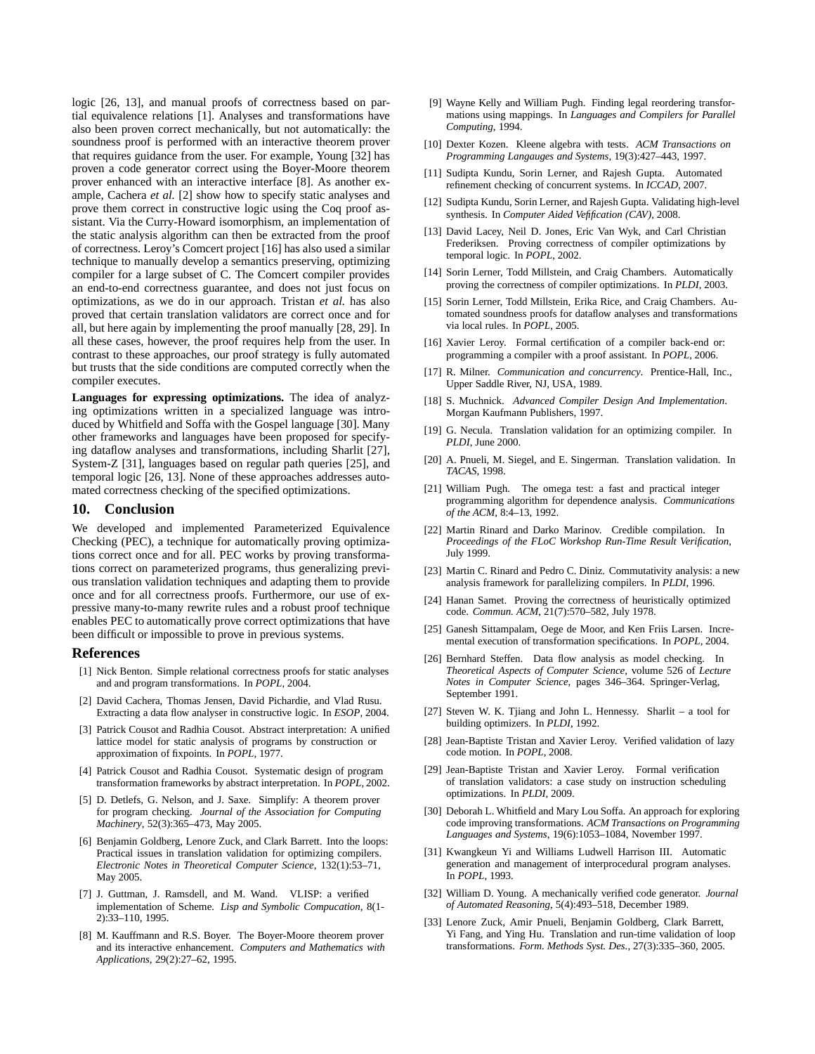logic [26, 13], and manual proofs of correctness based on partial equivalence relations [1]. Analyses and transformations have also been proven correct mechanically, but not automatically: the soundness proof is performed with an interactive theorem prover that requires guidance from the user. For example, Young [32] has proven a code generator correct using the Boyer-Moore theorem prover enhanced with an interactive interface [8]. As another example, Cachera *et al.* [2] show how to specify static analyses and prove them correct in constructive logic using the Coq proof assistant. Via the Curry-Howard isomorphism, an implementation of the static analysis algorithm can then be extracted from the proof of correctness. Leroy's Comcert project [16] has also used a similar technique to manually develop a semantics preserving, optimizing compiler for a large subset of C. The Comcert compiler provides an end-to-end correctness guarantee, and does not just focus on optimizations, as we do in our approach. Tristan *et al.* has also proved that certain translation validators are correct once and for all, but here again by implementing the proof manually [28, 29]. In all these cases, however, the proof requires help from the user. In contrast to these approaches, our proof strategy is fully automated but trusts that the side conditions are computed correctly when the compiler executes.

**Languages for expressing optimizations.** The idea of analyzing optimizations written in a specialized language was introduced by Whitfield and Soffa with the Gospel language [30]. Many other frameworks and languages have been proposed for specifying dataflow analyses and transformations, including Sharlit [27], System-Z [31], languages based on regular path queries [25], and temporal logic [26, 13]. None of these approaches addresses automated correctness checking of the specified optimizations.

## 10. Conclusion

We developed and implemented Parameterized Equivalence Checking (PEC), a technique for automatically proving optimizations correct once and for all. PEC works by proving transformations correct on parameterized programs, thus generalizing previous translation validation techniques and adapting them to provide once and for all correctness proofs. Furthermore, our use of expressive many-to-many rewrite rules and a robust proof technique enables PEC to automatically prove correct optimizations that have been difficult or impossible to prove in previous systems.

## References

[1] Nick Benton. Simple relational correctness proofs for static analyses and and program transformations. In *POPL*, 2004.

[2] David Cachera, Thomas Jensen, David Pichardie, and Vlad Rusu. Extracting a data flow analyser in constructive logic. In *ESOP*, 2004.

[3] Patrick Cousot and Radhia Cousot. Abstract interpretation: A unified lattice model for static analysis of programs by construction or approximation of fixpoints. In *POPL*, 1977.

[4] Patrick Cousot and Radhia Cousot. Systematic design of program transformation frameworks by abstract interpretation. In *POPL*, 2002.

[5] D. Detlefs, G. Nelson, and J. Saxe. Simplify: A theorem prover for program checking. *Journal of the Association for Computing Machinery*, 52(3):365–473, May 2005.

[6] Benjamin Goldberg, Lenore Zuck, and Clark Barrett. Into the loops: Practical issues in translation validation for optimizing compilers. *Electronic Notes in Theoretical Computer Science*, 132(1):53–71, May 2005.

[7] J. Guttman, J. Ramsdell, and M. Wand. VLISP: a verified implementation of Scheme. *Lisp and Symbolic Compucation*, 8(1-2):33–110, 1995.

[8] M. Kauffmann and R.S. Boyer. The Boyer-Moore theorem prover and its interactive enhancement. *Computers and Mathematics with Applications*, 29(2):27–62, 1995.

[9] Wayne Kelly and William Pugh. Finding legal reordering transformations using mappings. In *Languages and Compilers for Parallel Computing*, 1994.

[10] Dexter Kozen. Kleene algebra with tests. *ACM Transactions on Programming Langauges and Systems*, 19(3):427–443, 1997.

[11] Sudipta Kundu, Sorin Lerner, and Rajesh Gupta. Automated refinement checking of concurrent systems. In *ICCAD*, 2007.

[12] Sudipta Kundu, Sorin Lerner, and Rajesh Gupta. Validating high-level synthesis. In *Computer Aided Vefification (CAV)*, 2008.

[13] David Lacey, Neil D. Jones, Eric Van Wyk, and Carl Christian Frederiksen. Proving correctness of compiler optimizations by temporal logic. In *POPL*, 2002.

[14] Sorin Lerner, Todd Millstein, and Craig Chambers. Automatically proving the correctness of compiler optimizations. In *PLDI*, 2003.

[15] Sorin Lerner, Todd Millstein, Erika Rice, and Craig Chambers. Automated soundness proofs for dataflow analyses and transformations via local rules. In *POPL*, 2005.

[16] Xavier Leroy. Formal certification of a compiler back-end or: programming a compiler with a proof assistant. In *POPL*, 2006.

[17] R. Milner. *Communication and concurrency*. Prentice-Hall, Inc., Upper Saddle River, NJ, USA, 1989.

[18] S. Muchnick. *Advanced Compiler Design And Implementation*. Morgan Kaufmann Publishers, 1997.

[19] G. Necula. Translation validation for an optimizing compiler. In *PLDI*, June 2000.

[20] A. Pnueli, M. Siegel, and E. Singerman. Translation validation. In *TACAS*, 1998.

[21] William Pugh. The omega test: a fast and practical integer programming algorithm for dependence analysis. *Communications of the ACM*, 8:4–13, 1992.

[22] Martin Rinard and Darko Marinov. Credible compilation. In *Proceedings of the FLoC Workshop Run-Time Result Verification*, July 1999.

[23] Martin C. Rinard and Pedro C. Diniz. Commutativity analysis: a new analysis framework for parallelizing compilers. In *PLDI*, 1996.

[24] Hanan Samet. Proving the correctness of heuristically optimized code. *Commun. ACM*, 21(7):570–582, July 1978.

[25] Ganesh Sittampalam, Oege de Moor, and Ken Friis Larsen. Incremental execution of transformation specifications. In *POPL*, 2004.

[26] Bernhard Steffen. Data flow analysis as model checking. In *Theoretical Aspects of Computer Science*, volume 526 of *Lecture Notes in Computer Science*, pages 346–364. Springer-Verlag, September 1991.

[27] Steven W. K. Tjiang and John L. Hennessy. Sharlit – a tool for building optimizers. In *PLDI*, 1992.

[28] Jean-Baptiste Tristan and Xavier Leroy. Verified validation of lazy code motion. In *POPL*, 2008.

[29] Jean-Baptiste Tristan and Xavier Leroy. Formal verification of translation validators: a case study on instruction scheduling optimizations. In *PLDI*, 2009.

[30] Deborah L. Whitfield and Mary Lou Soffa. An approach for exploring code improving transformations. *ACM Transactions on Programming Languages and Systems*, 19(6):1053–1084, November 1997.

[31] Kwangkeun Yi and Williams Ludwell Harrison III. Automatic generation and management of interprocedural program analyses. In *POPL*, 1993.

[32] William D. Young. A mechanically verified code generator. *Journal of Automated Reasoning*, 5(4):493–518, December 1989.

[33] Lenore Zuck, Amir Pnueli, Benjamin Goldberg, Clark Barrett, Yi Fang, and Ying Hu. Translation and run-time validation of loop transformations. *Form. Methods Syst. Des.*, 27(3):335–360, 2005.